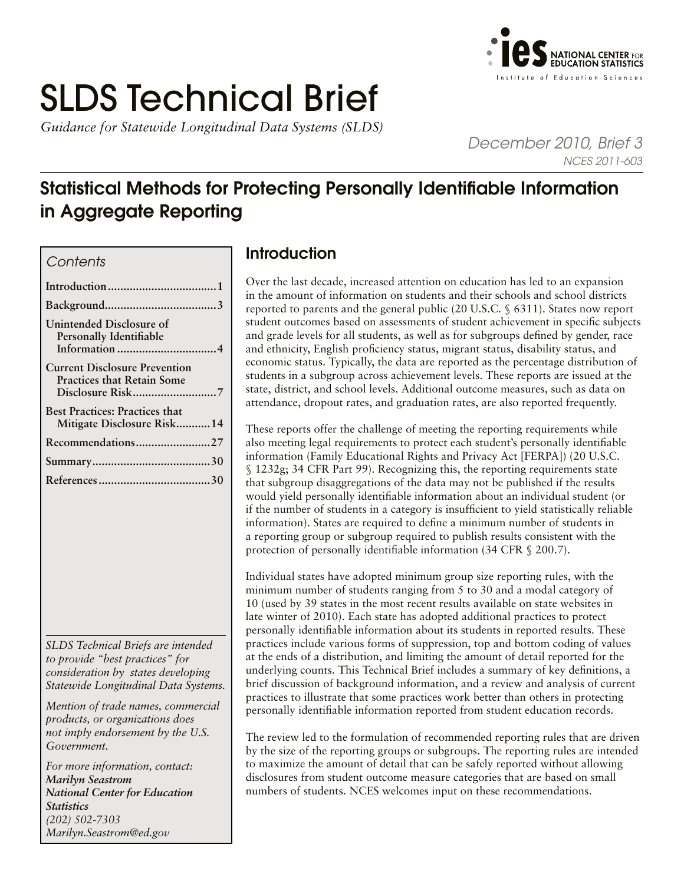# SLDS Technical Brief

*Guidance for Statewide Longitudinal Data Systems (SLDS)*

December 2010, Brief 3

NCES 2011-603

## Statistical Methods for Protecting Personally Identifiable Information in Aggregate Reporting

*Contents*

- Introduction ... 1
- Background ... 3
- Unintended Disclosure of Personally Identifiable Information ... 4
- Current Disclosure Prevention Practices that Retain Some Disclosure Risk ... 7
- Best Practices: Practices that Mitigate Disclosure Risk ... 14
- Recommendations ... 27
- Summary ... 30
- References ... 30

*SLDS Technical Briefs are intended to provide "best practices" for consideration by states developing Statewide Longitudinal Data Systems.*

*Mention of trade names, commercial products, or organizations does not imply endorsement by the U.S. Government.*

*For more information, contact:*
***Marilyn Seastrom***
***National Center for Education Statistics***
*(202) 502-7303*
*Marilyn.Seastrom@ed.gov*

### Introduction

Over the last decade, increased attention on education has led to an expansion in the amount of information on students and their schools and school districts reported to parents and the general public (20 U.S.C. § 6311). States now report student outcomes based on assessments of student achievement in specific subjects and grade levels for all students, as well as for subgroups defined by gender, race and ethnicity, English proficiency status, migrant status, disability status, and economic status. Typically, the data are reported as the percentage distribution of students in a subgroup across achievement levels. These reports are issued at the state, district, and school levels. Additional outcome measures, such as data on attendance, dropout rates, and graduation rates, are also reported frequently.

These reports offer the challenge of meeting the reporting requirements while also meeting legal requirements to protect each student's personally identifiable information (Family Educational Rights and Privacy Act [FERPA]) (20 U.S.C. § 1232g; 34 CFR Part 99). Recognizing this, the reporting requirements state that subgroup disaggregations of the data may not be published if the results would yield personally identifiable information about an individual student (or if the number of students in a category is insufficient to yield statistically reliable information). States are required to define a minimum number of students in a reporting group or subgroup required to publish results consistent with the protection of personally identifiable information (34 CFR § 200.7).

Individual states have adopted minimum group size reporting rules, with the minimum number of students ranging from 5 to 30 and a modal category of 10 (used by 39 states in the most recent results available on state websites in late winter of 2010). Each state has adopted additional practices to protect personally identifiable information about its students in reported results. These practices include various forms of suppression, top and bottom coding of values at the ends of a distribution, and limiting the amount of detail reported for the underlying counts. This Technical Brief includes a summary of key definitions, a brief discussion of background information, and a review and analysis of current practices to illustrate that some practices work better than others in protecting personally identifiable information reported from student education records.

The review led to the formulation of recommended reporting rules that are driven by the size of the reporting groups or subgroups. The reporting rules are intended to maximize the amount of detail that can be safely reported without allowing disclosures from student outcome measure categories that are based on small numbers of students. NCES welcomes input on these recommendations.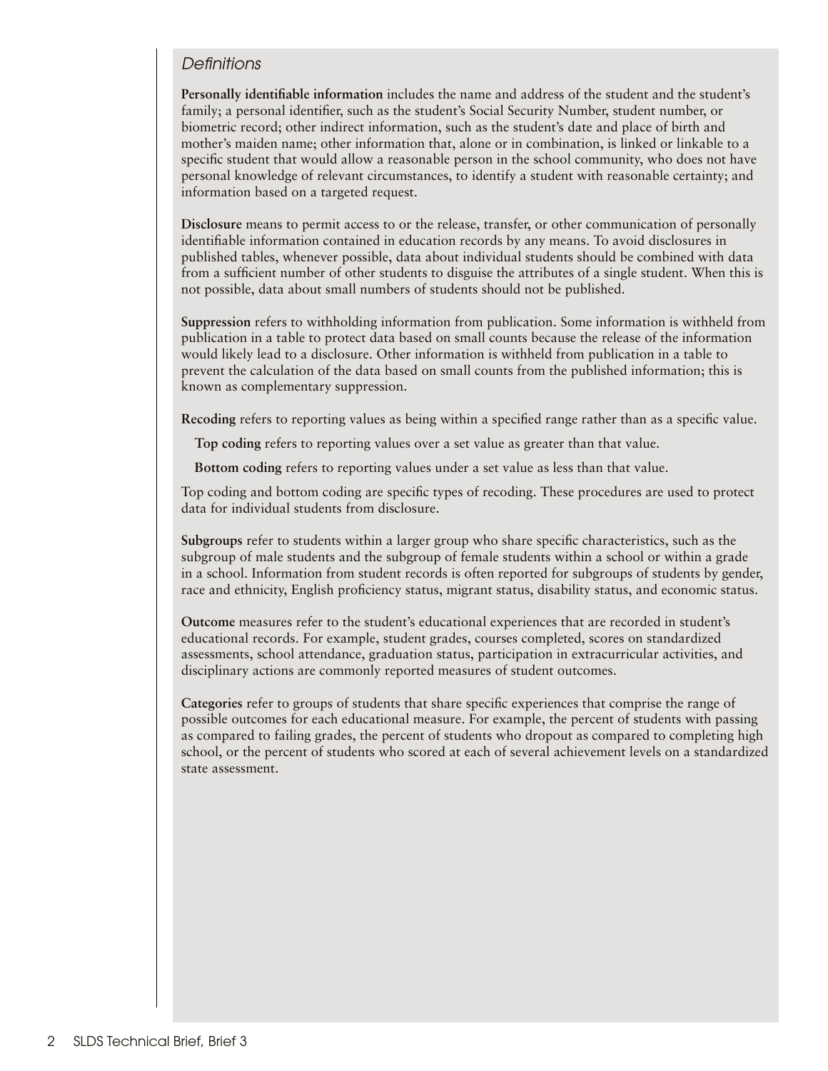## *Definitions*

**Personally identifiable information** includes the name and address of the student and the student's family; a personal identifier, such as the student's Social Security Number, student number, or biometric record; other indirect information, such as the student's date and place of birth and mother's maiden name; other information that, alone or in combination, is linked or linkable to a specific student that would allow a reasonable person in the school community, who does not have personal knowledge of relevant circumstances, to identify a student with reasonable certainty; and information based on a targeted request.

**Disclosure** means to permit access to or the release, transfer, or other communication of personally identifiable information contained in education records by any means. To avoid disclosures in published tables, whenever possible, data about individual students should be combined with data from a sufficient number of other students to disguise the attributes of a single student. When this is not possible, data about small numbers of students should not be published.

**Suppression** refers to withholding information from publication. Some information is withheld from publication in a table to protect data based on small counts because the release of the information would likely lead to a disclosure. Other information is withheld from publication in a table to prevent the calculation of the data based on small counts from the published information; this is known as complementary suppression.

**Recoding** refers to reporting values as being within a specified range rather than as a specific value.

**Top coding** refers to reporting values over a set value as greater than that value.

**Bottom coding** refers to reporting values under a set value as less than that value.

Top coding and bottom coding are specific types of recoding. These procedures are used to protect data for individual students from disclosure.

**Subgroups** refer to students within a larger group who share specific characteristics, such as the subgroup of male students and the subgroup of female students within a school or within a grade in a school. Information from student records is often reported for subgroups of students by gender, race and ethnicity, English proficiency status, migrant status, disability status, and economic status.

**Outcome** measures refer to the student's educational experiences that are recorded in student's educational records. For example, student grades, courses completed, scores on standardized assessments, school attendance, graduation status, participation in extracurricular activities, and disciplinary actions are commonly reported measures of student outcomes.

**Categories** refer to groups of students that share specific experiences that comprise the range of possible outcomes for each educational measure. For example, the percent of students with passing as compared to failing grades, the percent of students who dropout as compared to completing high school, or the percent of students who scored at each of several achievement levels on a standardized state assessment.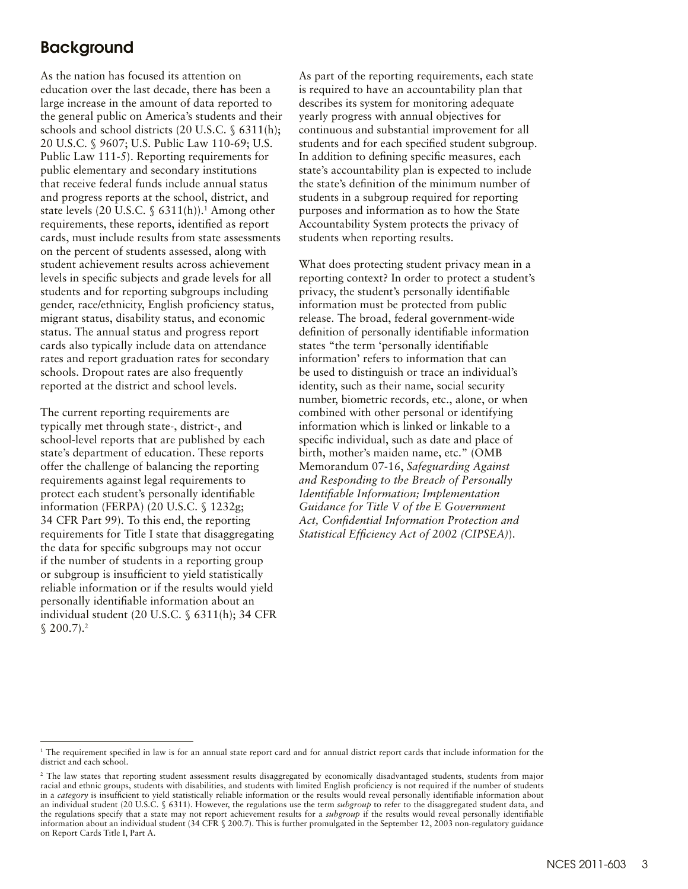## Background

As the nation has focused its attention on education over the last decade, there has been a large increase in the amount of data reported to the general public on America's students and their schools and school districts (20 U.S.C. § 6311(h); 20 U.S.C. § 9607; U.S. Public Law 110-69; U.S. Public Law 111-5). Reporting requirements for public elementary and secondary institutions that receive federal funds include annual status and progress reports at the school, district, and state levels (20 U.S.C. § 6311(h)).[1] Among other requirements, these reports, identified as report cards, must include results from state assessments on the percent of students assessed, along with student achievement results across achievement levels in specific subjects and grade levels for all students and for reporting subgroups including gender, race/ethnicity, English proficiency status, migrant status, disability status, and economic status. The annual status and progress report cards also typically include data on attendance rates and report graduation rates for secondary schools. Dropout rates are also frequently reported at the district and school levels.

The current reporting requirements are typically met through state-, district-, and school-level reports that are published by each state's department of education. These reports offer the challenge of balancing the reporting requirements against legal requirements to protect each student's personally identifiable information (FERPA) (20 U.S.C. § 1232g; 34 CFR Part 99). To this end, the reporting requirements for Title I state that disaggregating the data for specific subgroups may not occur if the number of students in a reporting group or subgroup is insufficient to yield statistically reliable information or if the results would yield personally identifiable information about an individual student (20 U.S.C. § 6311(h); 34 CFR § 200.7).[2]

As part of the reporting requirements, each state is required to have an accountability plan that describes its system for monitoring adequate yearly progress with annual objectives for continuous and substantial improvement for all students and for each specified student subgroup. In addition to defining specific measures, each state's accountability plan is expected to include the state's definition of the minimum number of students in a subgroup required for reporting purposes and information as to how the State Accountability System protects the privacy of students when reporting results.

What does protecting student privacy mean in a reporting context? In order to protect a student's privacy, the student's personally identifiable information must be protected from public release. The broad, federal government-wide definition of personally identifiable information states "the term 'personally identifiable information' refers to information that can be used to distinguish or trace an individual's identity, such as their name, social security number, biometric records, etc., alone, or when combined with other personal or identifying information which is linked or linkable to a specific individual, such as date and place of birth, mother's maiden name, etc." (OMB Memorandum 07-16, *Safeguarding Against and Responding to the Breach of Personally Identifiable Information; Implementation Guidance for Title V of the E Government Act, Confidential Information Protection and Statistical Efficiency Act of 2002 (CIPSEA)*).

---

[1] The requirement specified in law is for an annual state report card and for annual district report cards that include information for the district and each school.

[2] The law states that reporting student assessment results disaggregated by economically disadvantaged students, students from major racial and ethnic groups, students with disabilities, and students with limited English proficiency is not required if the number of students in a *category* is insufficient to yield statistically reliable information or the results would reveal personally identifiable information about an individual student (20 U.S.C. § 6311). However, the regulations use the term *subgroup* to refer to the disaggregated student data, and the regulations specify that a state may not report achievement results for a *subgroup* if the results would reveal personally identifiable information about an individual student (34 CFR § 200.7). This is further promulgated in the September 12, 2003 non-regulatory guidance on Report Cards Title I, Part A.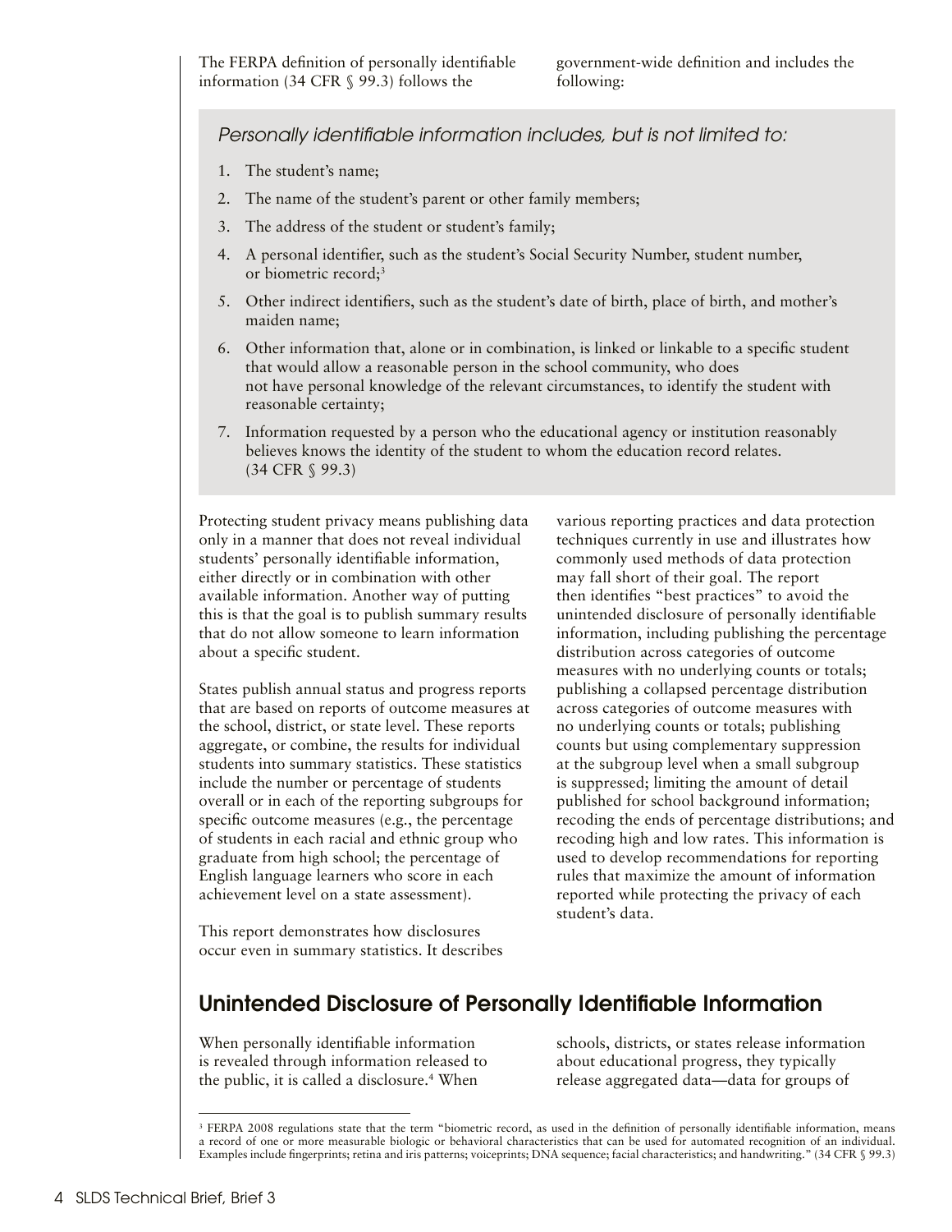The FERPA definition of personally identifiable information (34 CFR § 99.3) follows the government-wide definition and includes the following:

*Personally identifiable information includes, but is not limited to:*

1. The student's name;
2. The name of the student's parent or other family members;
3. The address of the student or student's family;
4. A personal identifier, such as the student's Social Security Number, student number, or biometric record;[3]
5. Other indirect identifiers, such as the student's date of birth, place of birth, and mother's maiden name;
6. Other information that, alone or in combination, is linked or linkable to a specific student that would allow a reasonable person in the school community, who does not have personal knowledge of the relevant circumstances, to identify the student with reasonable certainty;
7. Information requested by a person who the educational agency or institution reasonably believes knows the identity of the student to whom the education record relates. (34 CFR § 99.3)

Protecting student privacy means publishing data only in a manner that does not reveal individual students' personally identifiable information, either directly or in combination with other available information. Another way of putting this is that the goal is to publish summary results that do not allow someone to learn information about a specific student.

States publish annual status and progress reports that are based on reports of outcome measures at the school, district, or state level. These reports aggregate, or combine, the results for individual students into summary statistics. These statistics include the number or percentage of students overall or in each of the reporting subgroups for specific outcome measures (e.g., the percentage of students in each racial and ethnic group who graduate from high school; the percentage of English language learners who score in each achievement level on a state assessment).

This report demonstrates how disclosures occur even in summary statistics. It describes various reporting practices and data protection techniques currently in use and illustrates how commonly used methods of data protection may fall short of their goal. The report then identifies "best practices" to avoid the unintended disclosure of personally identifiable information, including publishing the percentage distribution across categories of outcome measures with no underlying counts or totals; publishing a collapsed percentage distribution across categories of outcome measures with no underlying counts or totals; publishing counts but using complementary suppression at the subgroup level when a small subgroup is suppressed; limiting the amount of detail published for school background information; recoding the ends of percentage distributions; and recoding high and low rates. This information is used to develop recommendations for reporting rules that maximize the amount of information reported while protecting the privacy of each student's data.

## Unintended Disclosure of Personally Identifiable Information

When personally identifiable information is revealed through information released to the public, it is called a disclosure.[4] When schools, districts, or states release information about educational progress, they typically release aggregated data—data for groups of

[3] FERPA 2008 regulations state that the term "biometric record, as used in the definition of personally identifiable information, means a record of one or more measurable biologic or behavioral characteristics that can be used for automated recognition of an individual. Examples include fingerprints; retina and iris patterns; voiceprints; DNA sequence; facial characteristics; and handwriting." (34 CFR § 99.3)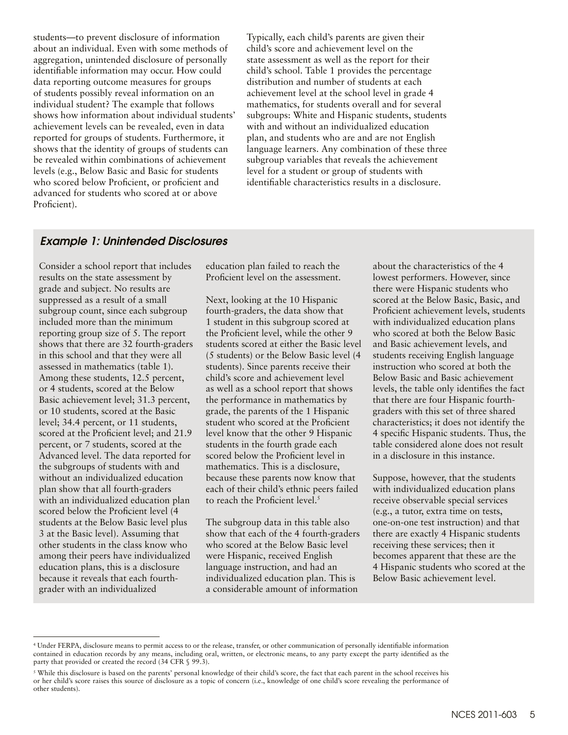students—to prevent disclosure of information about an individual. Even with some methods of aggregation, unintended disclosure of personally identifiable information may occur. How could data reporting outcome measures for groups of students possibly reveal information on an individual student? The example that follows shows how information about individual students' achievement levels can be revealed, even in data reported for groups of students. Furthermore, it shows that the identity of groups of students can be revealed within combinations of achievement levels (e.g., Below Basic and Basic for students who scored below Proficient, or proficient and advanced for students who scored at or above Proficient).

Typically, each child's parents are given their child's score and achievement level on the state assessment as well as the report for their child's school. Table 1 provides the percentage distribution and number of students at each achievement level at the school level in grade 4 mathematics, for students overall and for several subgroups: White and Hispanic students, students with and without an individualized education plan, and students who are and are not English language learners. Any combination of these three subgroup variables that reveals the achievement level for a student or group of students with identifiable characteristics results in a disclosure.

### *Example 1: Unintended Disclosures*

Consider a school report that includes results on the state assessment by grade and subject. No results are suppressed as a result of a small subgroup count, since each subgroup included more than the minimum reporting group size of 5. The report shows that there are 32 fourth-graders in this school and that they were all assessed in mathematics (table 1). Among these students, 12.5 percent, or 4 students, scored at the Below Basic achievement level; 31.3 percent, or 10 students, scored at the Basic level; 34.4 percent, or 11 students, scored at the Proficient level; and 21.9 percent, or 7 students, scored at the Advanced level. The data reported for the subgroups of students with and without an individualized education plan show that all fourth-graders with an individualized education plan scored below the Proficient level (4 students at the Below Basic level plus 3 at the Basic level). Assuming that other students in the class know who among their peers have individualized education plans, this is a disclosure because it reveals that each fourth-grader with an individualized education plan failed to reach the Proficient level on the assessment.

Next, looking at the 10 Hispanic fourth-graders, the data show that 1 student in this subgroup scored at the Proficient level, while the other 9 students scored at either the Basic level (5 students) or the Below Basic level (4 students). Since parents receive their child's score and achievement level as well as a school report that shows the performance in mathematics by grade, the parents of the 1 Hispanic student who scored at the Proficient level know that the other 9 Hispanic students in the fourth grade each scored below the Proficient level in mathematics. This is a disclosure, because these parents now know that each of their child's ethnic peers failed to reach the Proficient level.[5]

The subgroup data in this table also show that each of the 4 fourth-graders who scored at the Below Basic level were Hispanic, received English language instruction, and had an individualized education plan. This is a considerable amount of information about the characteristics of the 4 lowest performers. However, since there were Hispanic students who scored at the Below Basic, Basic, and Proficient achievement levels, students with individualized education plans who scored at both the Below Basic and Basic achievement levels, and students receiving English language instruction who scored at both the Below Basic and Basic achievement levels, the table only identifies the fact that there are four Hispanic fourth-graders with this set of three shared characteristics; it does not identify the 4 specific Hispanic students. Thus, the table considered alone does not result in a disclosure in this instance.

Suppose, however, that the students with individualized education plans receive observable special services (e.g., a tutor, extra time on tests, one-on-one test instruction) and that there are exactly 4 Hispanic students receiving these services; then it becomes apparent that these are the 4 Hispanic students who scored at the Below Basic achievement level.

---

[4] Under FERPA, disclosure means to permit access to or the release, transfer, or other communication of personally identifiable information contained in education records by any means, including oral, written, or electronic means, to any party except the party identified as the party that provided or created the record (34 CFR § 99.3).

[5] While this disclosure is based on the parents' personal knowledge of their child's score, the fact that each parent in the school receives his or her child's score raises this source of disclosure as a topic of concern (i.e., knowledge of one child's score revealing the performance of other students).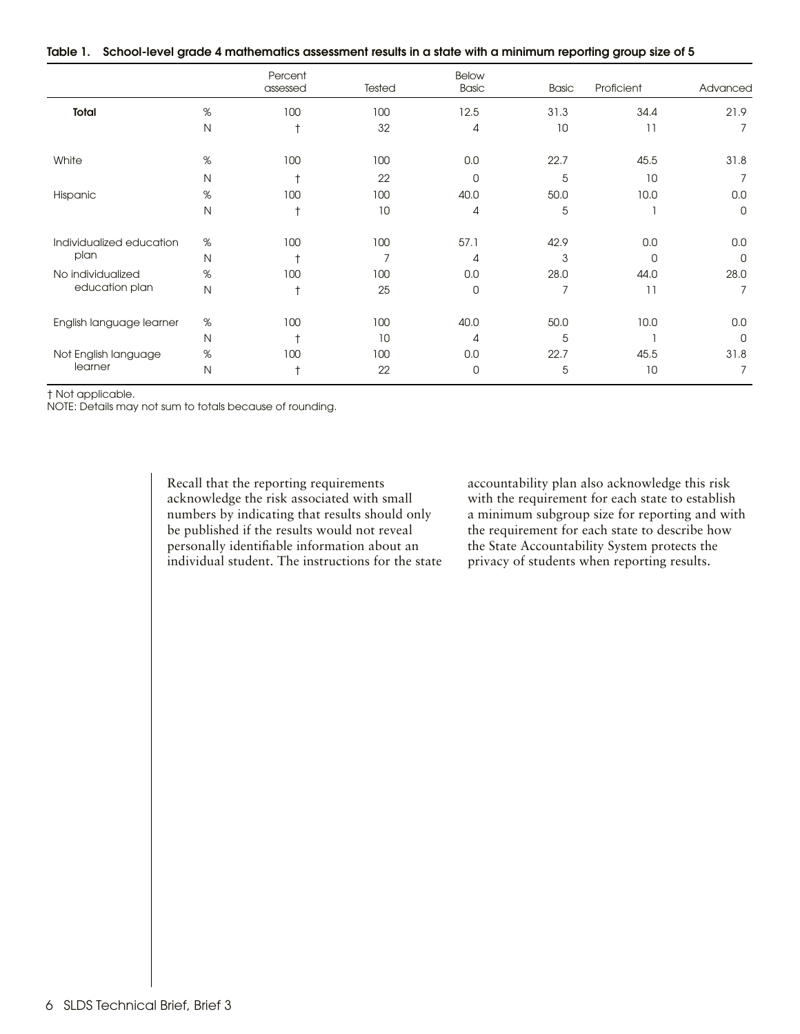**Table 1. School-level grade 4 mathematics assessment results in a state with a minimum reporting group size of 5**

| | | Percent assessed | Tested | Below Basic | Basic | Proficient | Advanced |
|---|---|---|---|---|---|---|---|
| **Total** | % | 100 | 100 | 12.5 | 31.3 | 34.4 | 21.9 |
| | N | † | 32 | 4 | 10 | 11 | 7 |
| White | % | 100 | 100 | 0.0 | 22.7 | 45.5 | 31.8 |
| | N | † | 22 | 0 | 5 | 10 | 7 |
| Hispanic | % | 100 | 100 | 40.0 | 50.0 | 10.0 | 0.0 |
| | N | † | 10 | 4 | 5 | 1 | 0 |
| Individualized education plan | % | 100 | 100 | 57.1 | 42.9 | 0.0 | 0.0 |
| | N | † | 7 | 4 | 3 | 0 | 0 |
| No individualized education plan | % | 100 | 100 | 0.0 | 28.0 | 44.0 | 28.0 |
| | N | † | 25 | 0 | 7 | 11 | 7 |
| English language learner | % | 100 | 100 | 40.0 | 50.0 | 10.0 | 0.0 |
| | N | † | 10 | 4 | 5 | 1 | 0 |
| Not English language learner | % | 100 | 100 | 0.0 | 22.7 | 45.5 | 31.8 |
| | N | † | 22 | 0 | 5 | 10 | 7 |

† Not applicable.
NOTE: Details may not sum to totals because of rounding.

Recall that the reporting requirements acknowledge the risk associated with small numbers by indicating that results should only be published if the results would not reveal personally identifiable information about an individual student. The instructions for the state accountability plan also acknowledge this risk with the requirement for each state to establish a minimum subgroup size for reporting and with the requirement for each state to describe how the State Accountability System protects the privacy of students when reporting results.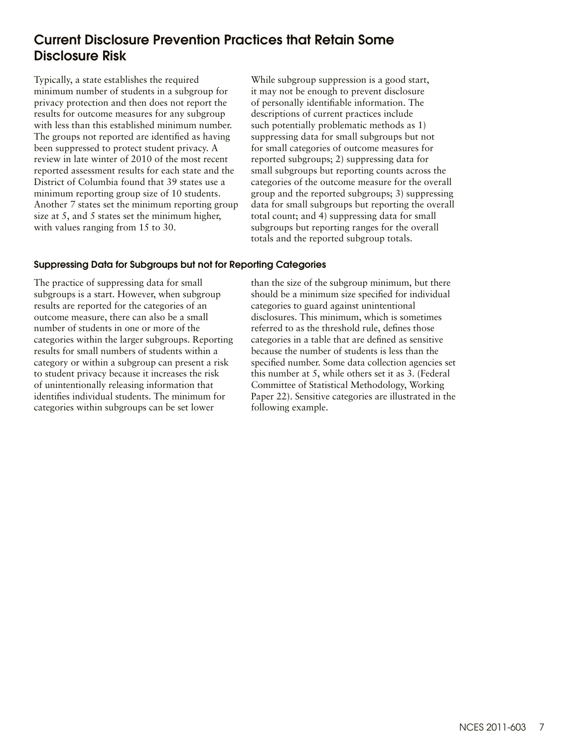## Current Disclosure Prevention Practices that Retain Some Disclosure Risk

Typically, a state establishes the required minimum number of students in a subgroup for privacy protection and then does not report the results for outcome measures for any subgroup with less than this established minimum number. The groups not reported are identified as having been suppressed to protect student privacy. A review in late winter of 2010 of the most recent reported assessment results for each state and the District of Columbia found that 39 states use a minimum reporting group size of 10 students. Another 7 states set the minimum reporting group size at 5, and 5 states set the minimum higher, with values ranging from 15 to 30.

While subgroup suppression is a good start, it may not be enough to prevent disclosure of personally identifiable information. The descriptions of current practices include such potentially problematic methods as 1) suppressing data for small subgroups but not for small categories of outcome measures for reported subgroups; 2) suppressing data for small subgroups but reporting counts across the categories of the outcome measure for the overall group and the reported subgroups; 3) suppressing data for small subgroups but reporting the overall total count; and 4) suppressing data for small subgroups but reporting ranges for the overall totals and the reported subgroup totals.

### Suppressing Data for Subgroups but not for Reporting Categories

The practice of suppressing data for small subgroups is a start. However, when subgroup results are reported for the categories of an outcome measure, there can also be a small number of students in one or more of the categories within the larger subgroups. Reporting results for small numbers of students within a category or within a subgroup can present a risk to student privacy because it increases the risk of unintentionally releasing information that identifies individual students. The minimum for categories within subgroups can be set lower than the size of the subgroup minimum, but there should be a minimum size specified for individual categories to guard against unintentional disclosures. This minimum, which is sometimes referred to as the threshold rule, defines those categories in a table that are defined as sensitive because the number of students is less than the specified number. Some data collection agencies set this number at 5, while others set it as 3. (Federal Committee of Statistical Methodology, Working Paper 22). Sensitive categories are illustrated in the following example.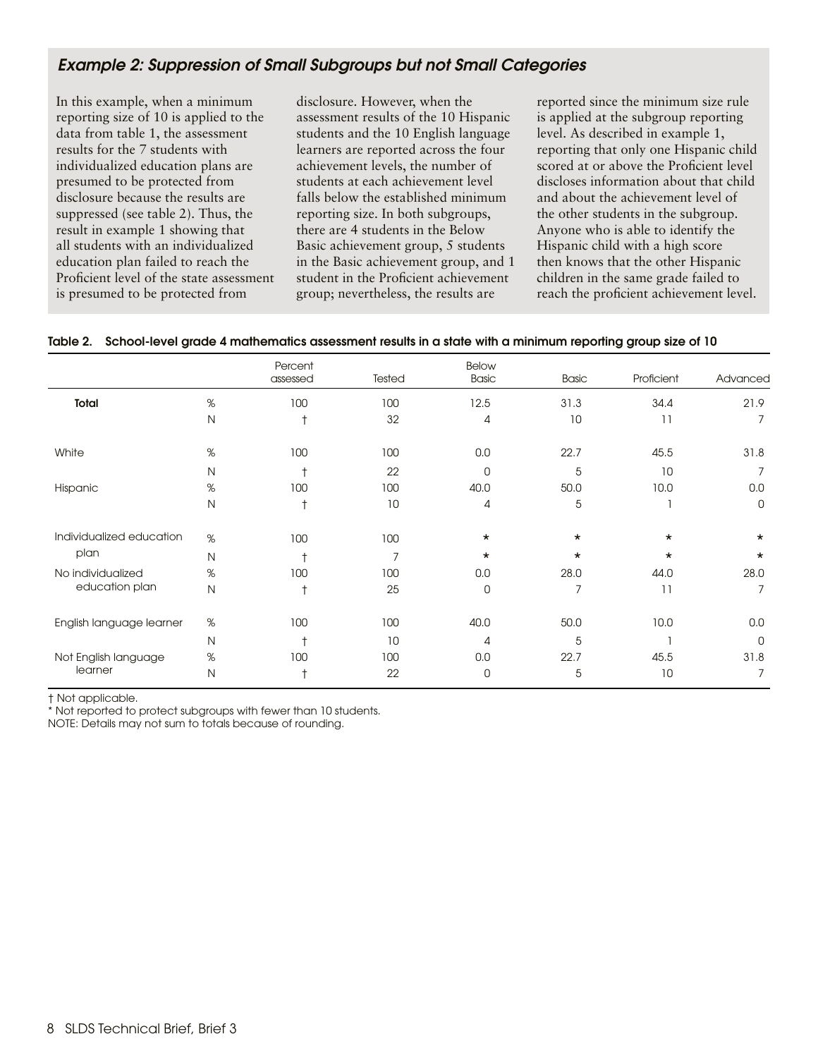### *Example 2: Suppression of Small Subgroups but not Small Categories*

In this example, when a minimum reporting size of 10 is applied to the data from table 1, the assessment results for the 7 students with individualized education plans are presumed to be protected from disclosure because the results are suppressed (see table 2). Thus, the result in example 1 showing that all students with an individualized education plan failed to reach the Proficient level of the state assessment is presumed to be protected from disclosure. However, when the assessment results of the 10 Hispanic students and the 10 English language learners are reported across the four achievement levels, the number of students at each achievement level falls below the established minimum reporting size. In both subgroups, there are 4 students in the Below Basic achievement group, 5 students in the Basic achievement group, and 1 student in the Proficient achievement group; nevertheless, the results are reported since the minimum size rule is applied at the subgroup reporting level. As described in example 1, reporting that only one Hispanic child scored at or above the Proficient level discloses information about that child and about the achievement level of the other students in the subgroup. Anyone who is able to identify the Hispanic child with a high score then knows that the other Hispanic children in the same grade failed to reach the proficient achievement level.

**Table 2. School-level grade 4 mathematics assessment results in a state with a minimum reporting group size of 10**

| | | Percent assessed | Tested | Below Basic | Basic | Proficient | Advanced |
|---|---|---|---|---|---|---|---|
| **Total** | % | 100 | 100 | 12.5 | 31.3 | 34.4 | 21.9 |
| | N | † | 32 | 4 | 10 | 11 | 7 |
| White | % | 100 | 100 | 0.0 | 22.7 | 45.5 | 31.8 |
| | N | † | 22 | 0 | 5 | 10 | 7 |
| Hispanic | % | 100 | 100 | 40.0 | 50.0 | 10.0 | 0.0 |
| | N | † | 10 | 4 | 5 | 1 | 0 |
| Individualized education plan | % | 100 | 100 | * | * | * | * |
| | N | † | 7 | * | * | * | * |
| No individualized education plan | % | 100 | 100 | 0.0 | 28.0 | 44.0 | 28.0 |
| | N | † | 25 | 0 | 7 | 11 | 7 |
| English language learner | % | 100 | 100 | 40.0 | 50.0 | 10.0 | 0.0 |
| | N | † | 10 | 4 | 5 | 1 | 0 |
| Not English language learner | % | 100 | 100 | 0.0 | 22.7 | 45.5 | 31.8 |
| | N | † | 22 | 0 | 5 | 10 | 7 |

† Not applicable.
* Not reported to protect subgroups with fewer than 10 students.
NOTE: Details may not sum to totals because of rounding.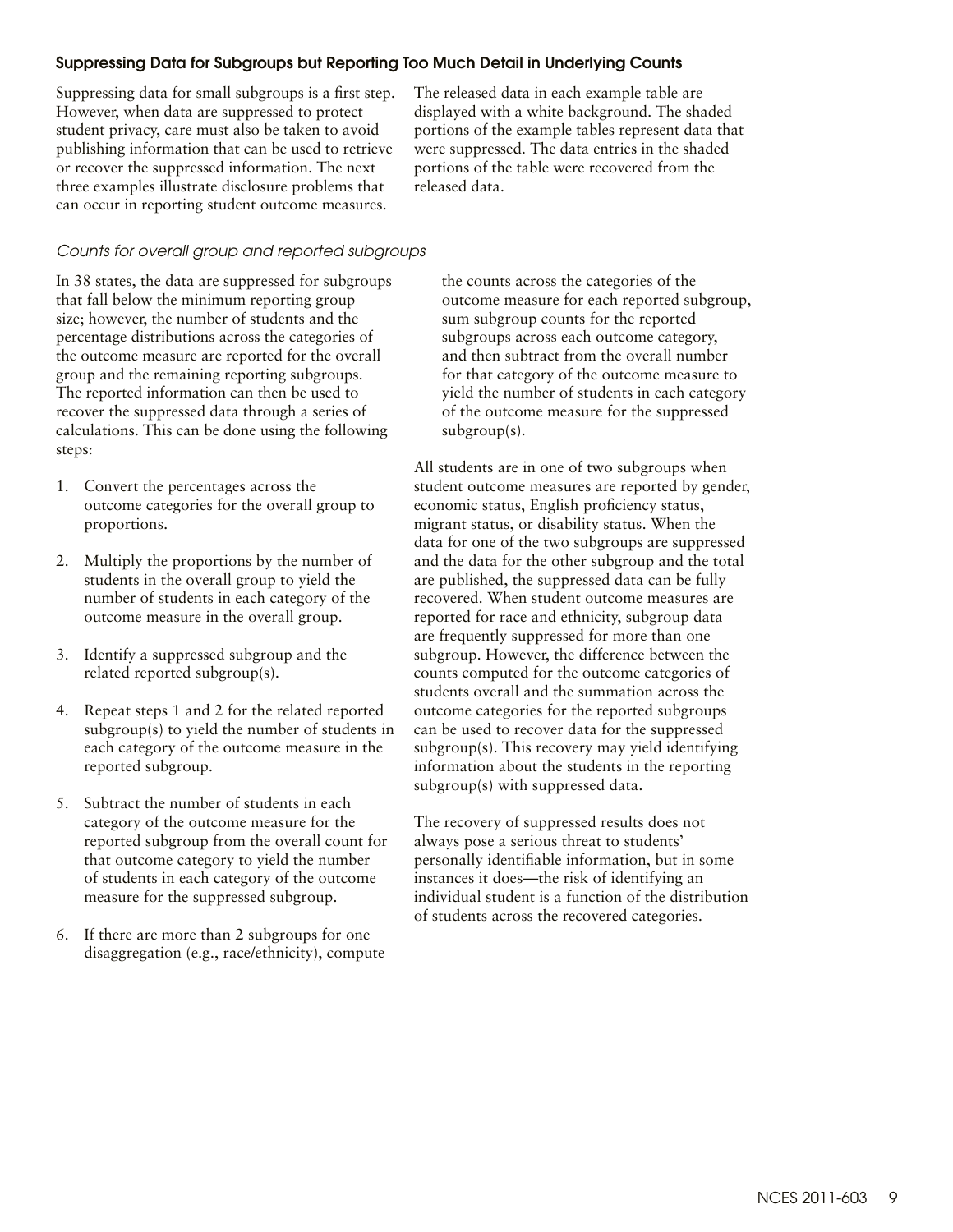### Suppressing Data for Subgroups but Reporting Too Much Detail in Underlying Counts

Suppressing data for small subgroups is a first step. However, when data are suppressed to protect student privacy, care must also be taken to avoid publishing information that can be used to retrieve or recover the suppressed information. The next three examples illustrate disclosure problems that can occur in reporting student outcome measures.

The released data in each example table are displayed with a white background. The shaded portions of the example tables represent data that were suppressed. The data entries in the shaded portions of the table were recovered from the released data.

#### *Counts for overall group and reported subgroups*

In 38 states, the data are suppressed for subgroups that fall below the minimum reporting group size; however, the number of students and the percentage distributions across the categories of the outcome measure are reported for the overall group and the remaining reporting subgroups. The reported information can then be used to recover the suppressed data through a series of calculations. This can be done using the following steps:

1. Convert the percentages across the outcome categories for the overall group to proportions.
2. Multiply the proportions by the number of students in the overall group to yield the number of students in each category of the outcome measure in the overall group.
3. Identify a suppressed subgroup and the related reported subgroup(s).
4. Repeat steps 1 and 2 for the related reported subgroup(s) to yield the number of students in each category of the outcome measure in the reported subgroup.
5. Subtract the number of students in each category of the outcome measure for the reported subgroup from the overall count for that outcome category to yield the number of students in each category of the outcome measure for the suppressed subgroup.
6. If there are more than 2 subgroups for one disaggregation (e.g., race/ethnicity), compute the counts across the categories of the outcome measure for each reported subgroup, sum subgroup counts for the reported subgroups across each outcome category, and then subtract from the overall number for that category of the outcome measure to yield the number of students in each category of the outcome measure for the suppressed subgroup(s).

All students are in one of two subgroups when student outcome measures are reported by gender, economic status, English proficiency status, migrant status, or disability status. When the data for one of the two subgroups are suppressed and the data for the other subgroup and the total are published, the suppressed data can be fully recovered. When student outcome measures are reported for race and ethnicity, subgroup data are frequently suppressed for more than one subgroup. However, the difference between the counts computed for the outcome categories of students overall and the summation across the outcome categories for the reported subgroups can be used to recover data for the suppressed subgroup(s). This recovery may yield identifying information about the students in the reporting subgroup(s) with suppressed data.

The recovery of suppressed results does not always pose a serious threat to students' personally identifiable information, but in some instances it does—the risk of identifying an individual student is a function of the distribution of students across the recovered categories.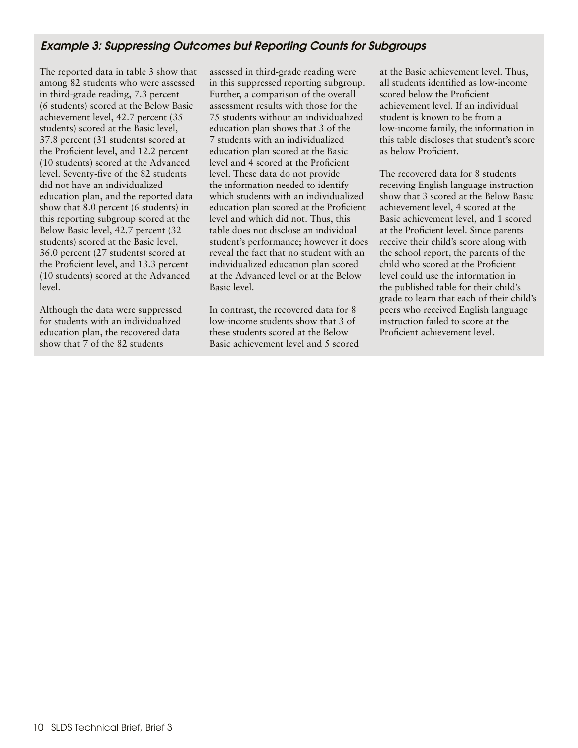### *Example 3: Suppressing Outcomes but Reporting Counts for Subgroups*

The reported data in table 3 show that among 82 students who were assessed in third-grade reading, 7.3 percent (6 students) scored at the Below Basic achievement level, 42.7 percent (35 students) scored at the Basic level, 37.8 percent (31 students) scored at the Proficient level, and 12.2 percent (10 students) scored at the Advanced level. Seventy-five of the 82 students did not have an individualized education plan, and the reported data show that 8.0 percent (6 students) in this reporting subgroup scored at the Below Basic level, 42.7 percent (32 students) scored at the Basic level, 36.0 percent (27 students) scored at the Proficient level, and 13.3 percent (10 students) scored at the Advanced level.

Although the data were suppressed for students with an individualized education plan, the recovered data show that 7 of the 82 students assessed in third-grade reading were in this suppressed reporting subgroup. Further, a comparison of the overall assessment results with those for the 75 students without an individualized education plan shows that 3 of the 7 students with an individualized education plan scored at the Basic level and 4 scored at the Proficient level. These data do not provide the information needed to identify which students with an individualized education plan scored at the Proficient level and which did not. Thus, this table does not disclose an individual student's performance; however it does reveal the fact that no student with an individualized education plan scored at the Advanced level or at the Below Basic level.

In contrast, the recovered data for 8 low-income students show that 3 of these students scored at the Below Basic achievement level and 5 scored at the Basic achievement level. Thus, all students identified as low-income scored below the Proficient achievement level. If an individual student is known to be from a low-income family, the information in this table discloses that student's score as below Proficient.

The recovered data for 8 students receiving English language instruction show that 3 scored at the Below Basic achievement level, 4 scored at the Basic achievement level, and 1 scored at the Proficient level. Since parents receive their child's score along with the school report, the parents of the child who scored at the Proficient level could use the information in the published table for their child's grade to learn that each of their child's peers who received English language instruction failed to score at the Proficient achievement level.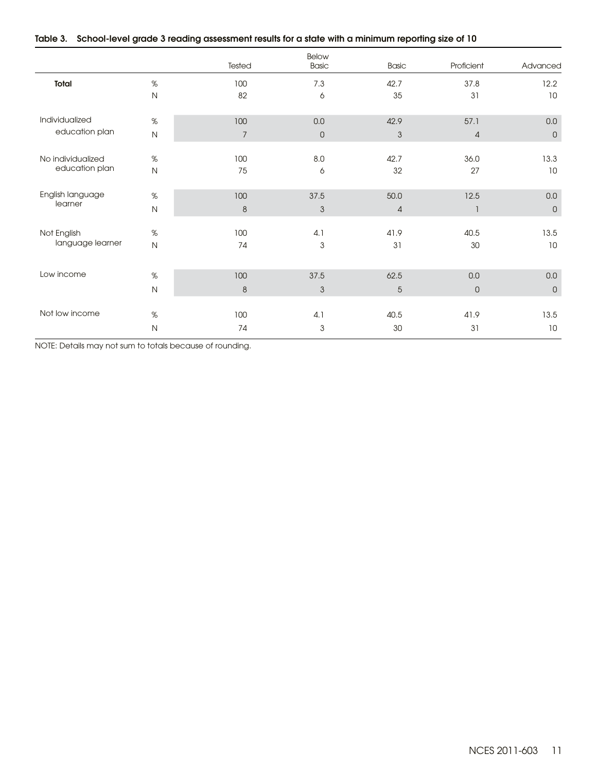**Table 3. School-level grade 3 reading assessment results for a state with a minimum reporting size of 10**

| | | Tested | Below Basic | Basic | Proficient | Advanced |
|---|---|---|---|---|---|---|
| **Total** | % | 100 | 7.3 | 42.7 | 37.8 | 12.2 |
| | N | 82 | 6 | 35 | 31 | 10 |
| Individualized education plan | % | 100 | 0.0 | 42.9 | 57.1 | 0.0 |
| | N | 7 | 0 | 3 | 4 | 0 |
| No individualized education plan | % | 100 | 8.0 | 42.7 | 36.0 | 13.3 |
| | N | 75 | 6 | 32 | 27 | 10 |
| English language learner | % | 100 | 37.5 | 50.0 | 12.5 | 0.0 |
| | N | 8 | 3 | 4 | 1 | 0 |
| Not English language learner | % | 100 | 4.1 | 41.9 | 40.5 | 13.5 |
| | N | 74 | 3 | 31 | 30 | 10 |
| Low income | % | 100 | 37.5 | 62.5 | 0.0 | 0.0 |
| | N | 8 | 3 | 5 | 0 | 0 |
| Not low income | % | 100 | 4.1 | 40.5 | 41.9 | 13.5 |
| | N | 74 | 3 | 30 | 31 | 10 |

NOTE: Details may not sum to totals because of rounding.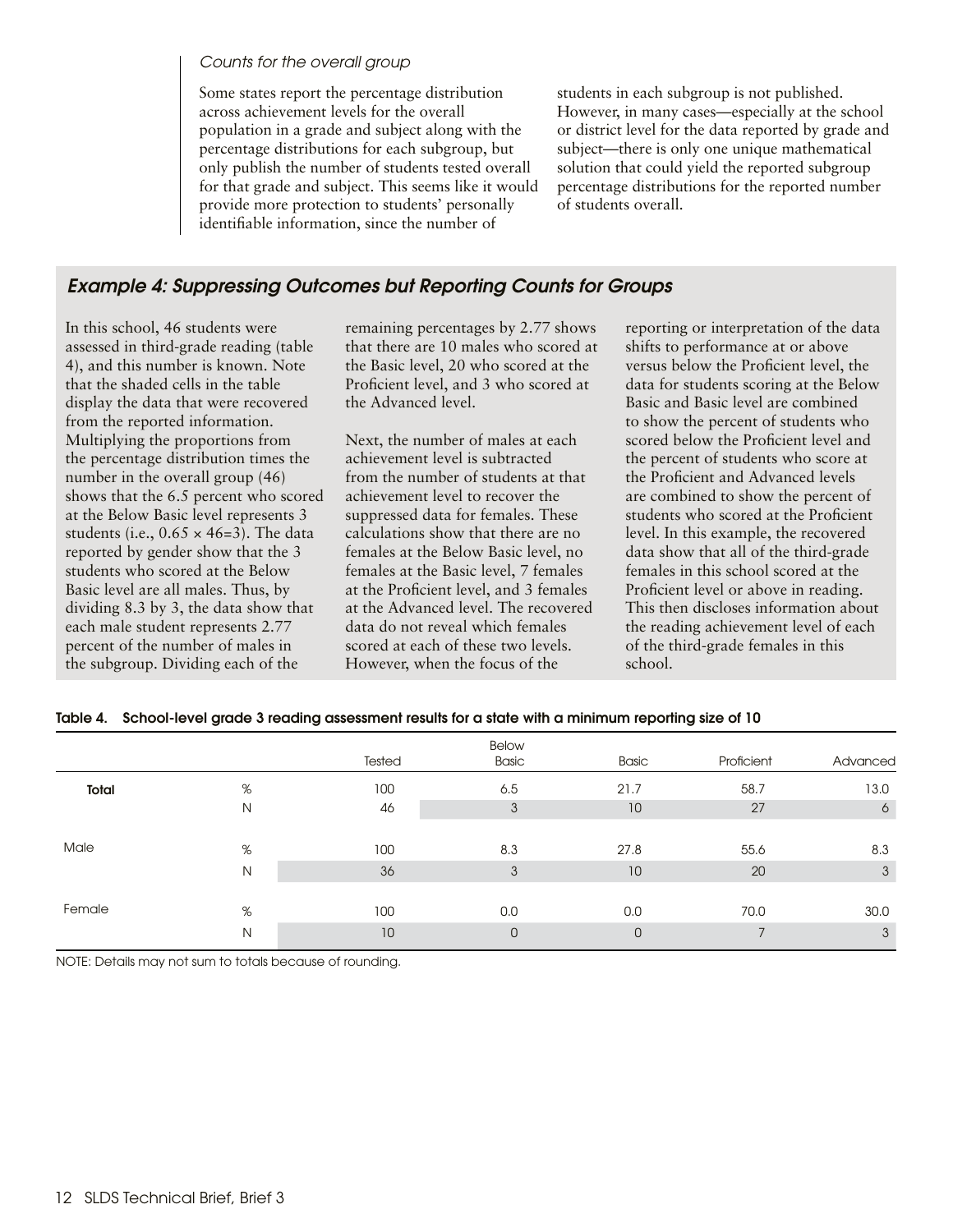*Counts for the overall group*

Some states report the percentage distribution across achievement levels for the overall population in a grade and subject along with the percentage distributions for each subgroup, but only publish the number of students tested overall for that grade and subject. This seems like it would provide more protection to students' personally identifiable information, since the number of students in each subgroup is not published. However, in many cases—especially at the school or district level for the data reported by grade and subject—there is only one unique mathematical solution that could yield the reported subgroup percentage distributions for the reported number of students overall.

## *Example 4: Suppressing Outcomes but Reporting Counts for Groups*

In this school, 46 students were assessed in third-grade reading (table 4), and this number is known. Note that the shaded cells in the table display the data that were recovered from the reported information. Multiplying the proportions from the percentage distribution times the number in the overall group (46) shows that the 6.5 percent who scored at the Below Basic level represents 3 students (i.e., $0.65 \times 46=3$). The data reported by gender show that the 3 students who scored at the Below Basic level are all males. Thus, by dividing 8.3 by 3, the data show that each male student represents 2.77 percent of the number of males in the subgroup. Dividing each of the remaining percentages by 2.77 shows that there are 10 males who scored at the Basic level, 20 who scored at the Proficient level, and 3 who scored at the Advanced level.

Next, the number of males at each achievement level is subtracted from the number of students at that achievement level to recover the suppressed data for females. These calculations show that there are no females at the Below Basic level, no females at the Basic level, 7 females at the Proficient level, and 3 females at the Advanced level. The recovered data do not reveal which females scored at each of these two levels. However, when the focus of the reporting or interpretation of the data shifts to performance at or above versus below the Proficient level, the data for students scoring at the Below Basic and Basic level are combined to show the percent of students who scored below the Proficient level and the percent of students who score at the Proficient and Advanced levels are combined to show the percent of students who scored at the Proficient level. In this example, the recovered data show that all of the third-grade females in this school scored at the Proficient level or above in reading. This then discloses information about the reading achievement level of each of the third-grade females in this school.

**Table 4. School-level grade 3 reading assessment results for a state with a minimum reporting size of 10**

| | | Tested | Below Basic | Basic | Proficient | Advanced |
|---|---|---|---|---|---|---|
| **Total** | % | 100 | 6.5 | 21.7 | 58.7 | 13.0 |
| | N | 46 | 3 | 10 | 27 | 6 |
| Male | % | 100 | 8.3 | 27.8 | 55.6 | 8.3 |
| | N | 36 | 3 | 10 | 20 | 3 |
| Female | % | 100 | 0.0 | 0.0 | 70.0 | 30.0 |
| | N | 10 | 0 | 0 | 7 | 3 |

NOTE: Details may not sum to totals because of rounding.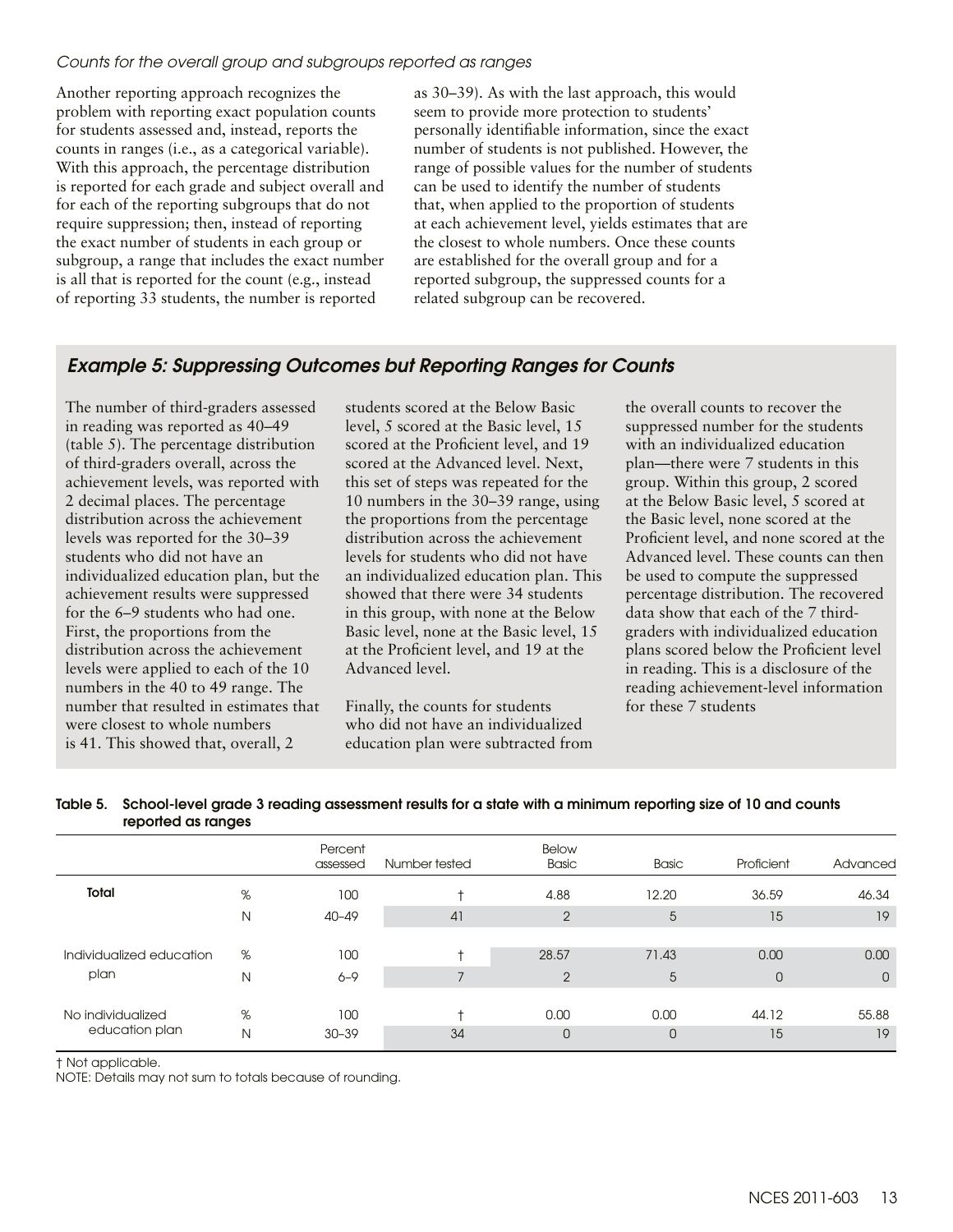*Counts for the overall group and subgroups reported as ranges*

Another reporting approach recognizes the problem with reporting exact population counts for students assessed and, instead, reports the counts in ranges (i.e., as a categorical variable). With this approach, the percentage distribution is reported for each grade and subject overall and for each of the reporting subgroups that do not require suppression; then, instead of reporting the exact number of students in each group or subgroup, a range that includes the exact number is all that is reported for the count (e.g., instead of reporting 33 students, the number is reported as 30–39). As with the last approach, this would seem to provide more protection to students' personally identifiable information, since the exact number of students is not published. However, the range of possible values for the number of students can be used to identify the number of students that, when applied to the proportion of students at each achievement level, yields estimates that are the closest to whole numbers. Once these counts are established for the overall group and for a reported subgroup, the suppressed counts for a related subgroup can be recovered.

### *Example 5: Suppressing Outcomes but Reporting Ranges for Counts*

The number of third-graders assessed in reading was reported as 40–49 (table 5). The percentage distribution of third-graders overall, across the achievement levels, was reported with 2 decimal places. The percentage distribution across the achievement levels was reported for the 30–39 students who did not have an individualized education plan, but the achievement results were suppressed for the 6–9 students who had one. First, the proportions from the distribution across the achievement levels were applied to each of the 10 numbers in the 40 to 49 range. The number that resulted in estimates that were closest to whole numbers is 41. This showed that, overall, 2 students scored at the Below Basic level, 5 scored at the Basic level, 15 scored at the Proficient level, and 19 scored at the Advanced level. Next, this set of steps was repeated for the 10 numbers in the 30–39 range, using the proportions from the percentage distribution across the achievement levels for students who did not have an individualized education plan. This showed that there were 34 students in this group, with none at the Below Basic level, none at the Basic level, 15 at the Proficient level, and 19 at the Advanced level.

Finally, the counts for students who did not have an individualized education plan were subtracted from the overall counts to recover the suppressed number for the students with an individualized education plan—there were 7 students in this group. Within this group, 2 scored at the Below Basic level, 5 scored at the Basic level, none scored at the Proficient level, and none scored at the Advanced level. These counts can then be used to compute the suppressed percentage distribution. The recovered data show that each of the 7 third-graders with individualized education plans scored below the Proficient level in reading. This is a disclosure of the reading achievement-level information for these 7 students

**Table 5. School-level grade 3 reading assessment results for a state with a minimum reporting size of 10 and counts reported as ranges**

| | | Percent assessed | Number tested | Below Basic | Basic | Proficient | Advanced |
|---|---|---|---|---|---|---|---|
| **Total** | % | 100 | † | 4.88 | 12.20 | 36.59 | 46.34 |
| | N | 40–49 | 41 | 2 | 5 | 15 | 19 |
| Individualized education plan | % | 100 | † | 28.57 | 71.43 | 0.00 | 0.00 |
| | N | 6–9 | 7 | 2 | 5 | 0 | 0 |
| No individualized education plan | % | 100 | † | 0.00 | 0.00 | 44.12 | 55.88 |
| | N | 30–39 | 34 | 0 | 0 | 15 | 19 |

† Not applicable.
NOTE: Details may not sum to totals because of rounding.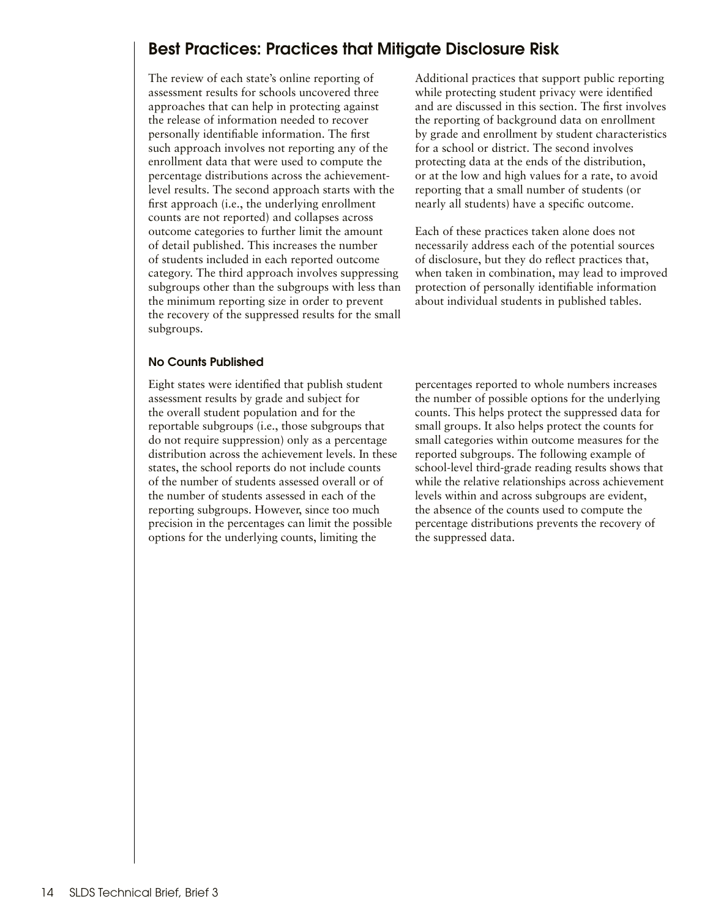## Best Practices: Practices that Mitigate Disclosure Risk

The review of each state's online reporting of assessment results for schools uncovered three approaches that can help in protecting against the release of information needed to recover personally identifiable information. The first such approach involves not reporting any of the enrollment data that were used to compute the percentage distributions across the achievement-level results. The second approach starts with the first approach (i.e., the underlying enrollment counts are not reported) and collapses across outcome categories to further limit the amount of detail published. This increases the number of students included in each reported outcome category. The third approach involves suppressing subgroups other than the subgroups with less than the minimum reporting size in order to prevent the recovery of the suppressed results for the small subgroups.

Additional practices that support public reporting while protecting student privacy were identified and are discussed in this section. The first involves the reporting of background data on enrollment by grade and enrollment by student characteristics for a school or district. The second involves protecting data at the ends of the distribution, or at the low and high values for a rate, to avoid reporting that a small number of students (or nearly all students) have a specific outcome.

Each of these practices taken alone does not necessarily address each of the potential sources of disclosure, but they do reflect practices that, when taken in combination, may lead to improved protection of personally identifiable information about individual students in published tables.

### No Counts Published

Eight states were identified that publish student assessment results by grade and subject for the overall student population and for the reportable subgroups (i.e., those subgroups that do not require suppression) only as a percentage distribution across the achievement levels. In these states, the school reports do not include counts of the number of students assessed overall or of the number of students assessed in each of the reporting subgroups. However, since too much precision in the percentages can limit the possible options for the underlying counts, limiting the percentages reported to whole numbers increases the number of possible options for the underlying counts. This helps protect the suppressed data for small groups. It also helps protect the counts for small categories within outcome measures for the reported subgroups. The following example of school-level third-grade reading results shows that while the relative relationships across achievement levels within and across subgroups are evident, the absence of the counts used to compute the percentage distributions prevents the recovery of the suppressed data.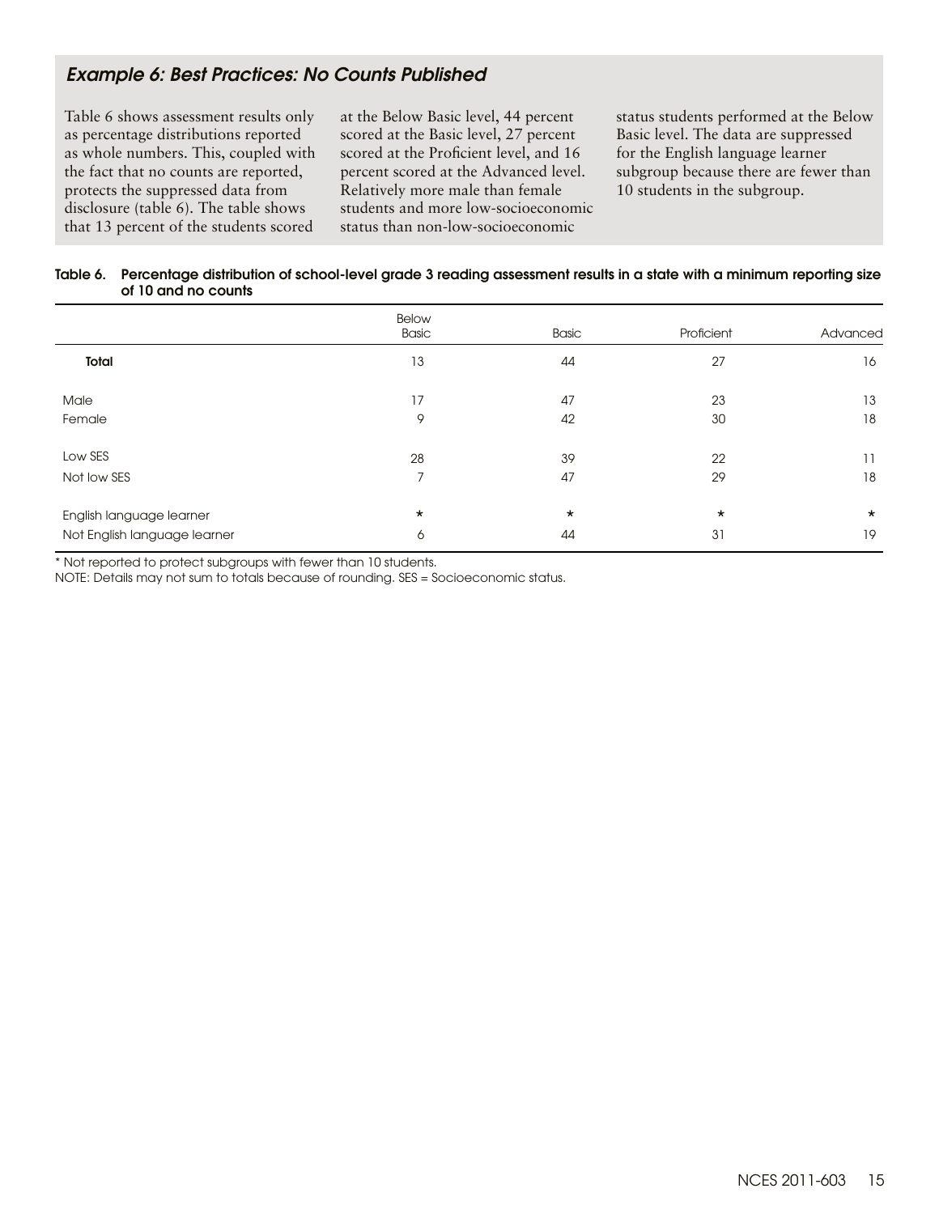## *Example 6: Best Practices: No Counts Published*

Table 6 shows assessment results only as percentage distributions reported as whole numbers. This, coupled with the fact that no counts are reported, protects the suppressed data from disclosure (table 6). The table shows that 13 percent of the students scored at the Below Basic level, 44 percent scored at the Basic level, 27 percent scored at the Proficient level, and 16 percent scored at the Advanced level. Relatively more male than female students and more low-socioeconomic status than non-low-socioeconomic status students performed at the Below Basic level. The data are suppressed for the English language learner subgroup because there are fewer than 10 students in the subgroup.

**Table 6. Percentage distribution of school-level grade 3 reading assessment results in a state with a minimum reporting size of 10 and no counts**

| | Below Basic | Basic | Proficient | Advanced |
|---|---|---|---|---|
| **Total** | 13 | 44 | 27 | 16 |
| Male | 17 | 47 | 23 | 13 |
| Female | 9 | 42 | 30 | 18 |
| Low SES | 28 | 39 | 22 | 11 |
| Not low SES | 7 | 47 | 29 | 18 |
| English language learner | * | * | * | * |
| Not English language learner | 6 | 44 | 31 | 19 |

\* Not reported to protect subgroups with fewer than 10 students.

NOTE: Details may not sum to totals because of rounding. SES = Socioeconomic status.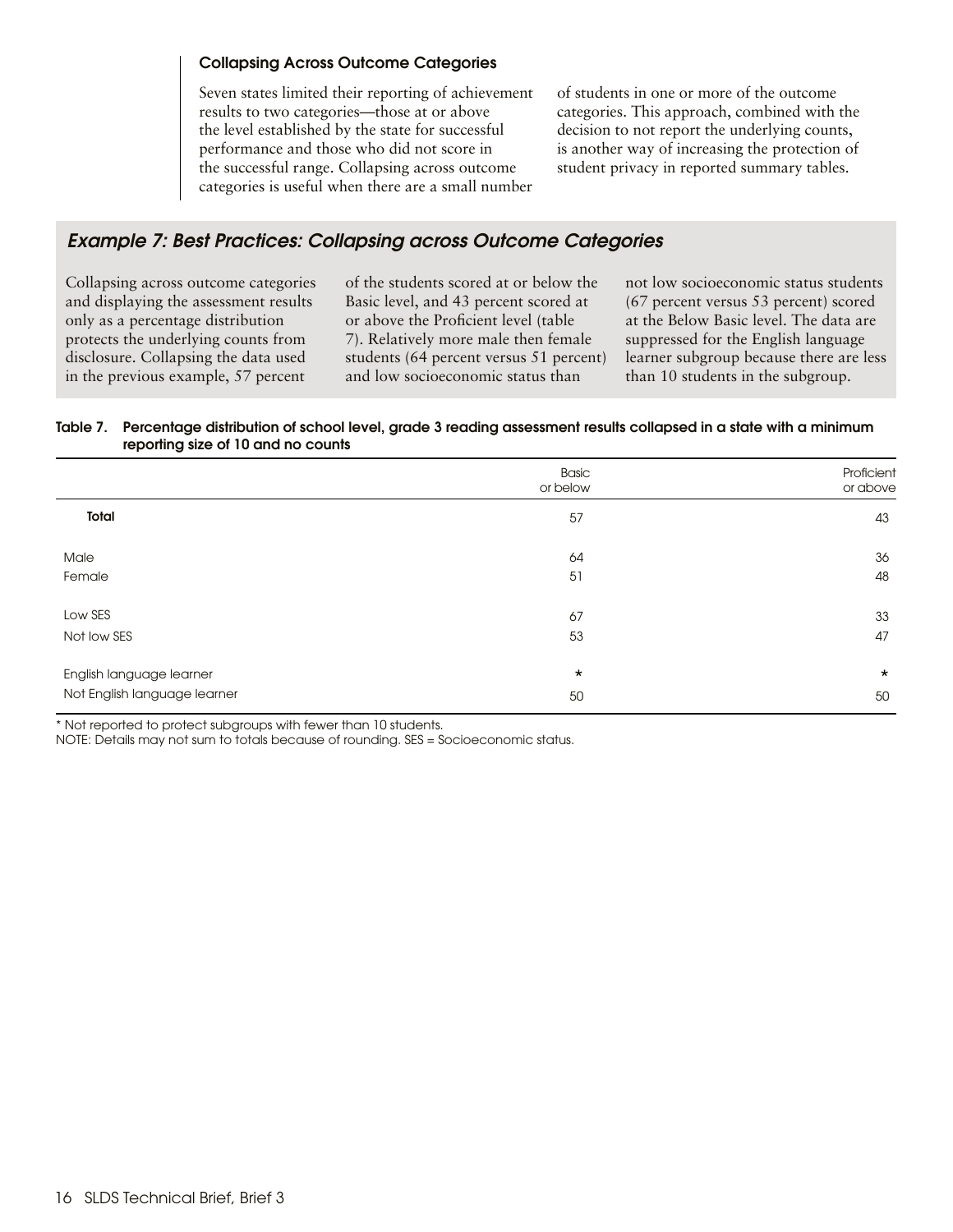### Collapsing Across Outcome Categories

Seven states limited their reporting of achievement results to two categories—those at or above the level established by the state for successful performance and those who did not score in the successful range. Collapsing across outcome categories is useful when there are a small number of students in one or more of the outcome categories. This approach, combined with the decision to not report the underlying counts, is another way of increasing the protection of student privacy in reported summary tables.

## *Example 7: Best Practices: Collapsing across Outcome Categories*

Collapsing across outcome categories and displaying the assessment results only as a percentage distribution protects the underlying counts from disclosure. Collapsing the data used in the previous example, 57 percent of the students scored at or below the Basic level, and 43 percent scored at or above the Proficient level (table 7). Relatively more male then female students (64 percent versus 51 percent) and low socioeconomic status than not low socioeconomic status students (67 percent versus 53 percent) scored at the Below Basic level. The data are suppressed for the English language learner subgroup because there are less than 10 students in the subgroup.

**Table 7. Percentage distribution of school level, grade 3 reading assessment results collapsed in a state with a minimum reporting size of 10 and no counts**

| | Basic or below | Proficient or above |
|---|---|---|
| **Total** | 57 | 43 |
| Male | 64 | 36 |
| Female | 51 | 48 |
| Low SES | 67 | 33 |
| Not low SES | 53 | 47 |
| English language learner | * | * |
| Not English language learner | 50 | 50 |

* Not reported to protect subgroups with fewer than 10 students.
NOTE: Details may not sum to totals because of rounding. SES = Socioeconomic status.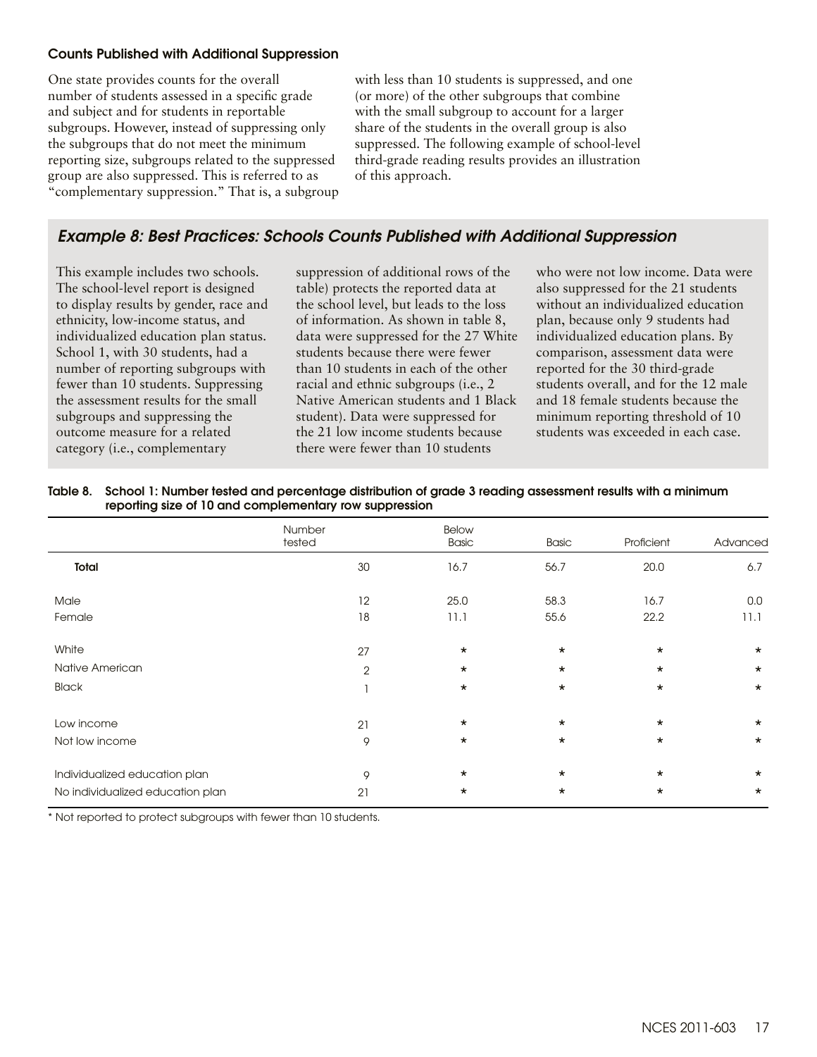### Counts Published with Additional Suppression

One state provides counts for the overall number of students assessed in a specific grade and subject and for students in reportable subgroups. However, instead of suppressing only the subgroups that do not meet the minimum reporting size, subgroups related to the suppressed group are also suppressed. This is referred to as "complementary suppression." That is, a subgroup with less than 10 students is suppressed, and one (or more) of the other subgroups that combine with the small subgroup to account for a larger share of the students in the overall group is also suppressed. The following example of school-level third-grade reading results provides an illustration of this approach.

## *Example 8: Best Practices: Schools Counts Published with Additional Suppression*

This example includes two schools. The school-level report is designed to display results by gender, race and ethnicity, low-income status, and individualized education plan status. School 1, with 30 students, had a number of reporting subgroups with fewer than 10 students. Suppressing the assessment results for the small subgroups and suppressing the outcome measure for a related category (i.e., complementary suppression of additional rows of the table) protects the reported data at the school level, but leads to the loss of information. As shown in table 8, data were suppressed for the 27 White students because there were fewer than 10 students in each of the other racial and ethnic subgroups (i.e., 2 Native American students and 1 Black student). Data were suppressed for the 21 low income students because there were fewer than 10 students who were not low income. Data were also suppressed for the 21 students without an individualized education plan, because only 9 students had individualized education plans. By comparison, assessment data were reported for the 30 third-grade students overall, and for the 12 male and 18 female students because the minimum reporting threshold of 10 students was exceeded in each case.

**Table 8. School 1: Number tested and percentage distribution of grade 3 reading assessment results with a minimum reporting size of 10 and complementary row suppression**

| | Number tested | Below Basic | Basic | Proficient | Advanced |
|---|---|---|---|---|---|
| **Total** | 30 | 16.7 | 56.7 | 20.0 | 6.7 |
| Male | 12 | 25.0 | 58.3 | 16.7 | 0.0 |
| Female | 18 | 11.1 | 55.6 | 22.2 | 11.1 |
| White | 27 | * | * | * | * |
| Native American | 2 | * | * | * | * |
| Black | 1 | * | * | * | * |
| Low income | 21 | * | * | * | * |
| Not low income | 9 | * | * | * | * |
| Individualized education plan | 9 | * | * | * | * |
| No individualized education plan | 21 | * | * | * | * |

* Not reported to protect subgroups with fewer than 10 students.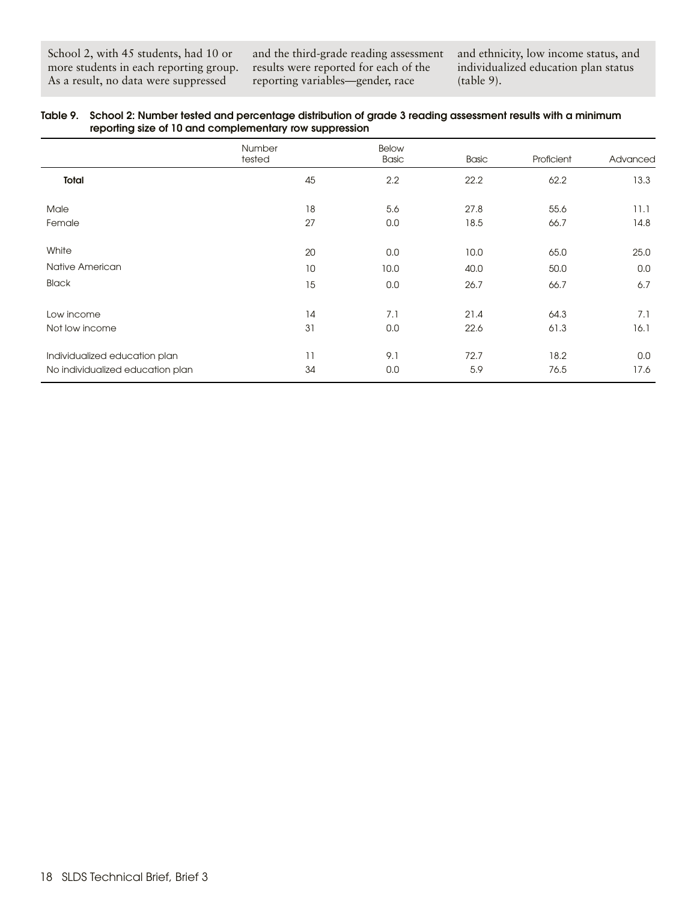School 2, with 45 students, had 10 or more students in each reporting group. As a result, no data were suppressed and the third-grade reading assessment results were reported for each of the reporting variables—gender, race and ethnicity, low income status, and individualized education plan status (table 9).

**Table 9. School 2: Number tested and percentage distribution of grade 3 reading assessment results with a minimum reporting size of 10 and complementary row suppression**

| | Number tested | Below Basic | Basic | Proficient | Advanced |
|---|---|---|---|---|---|
| **Total** | 45 | 2.2 | 22.2 | 62.2 | 13.3 |
| Male | 18 | 5.6 | 27.8 | 55.6 | 11.1 |
| Female | 27 | 0.0 | 18.5 | 66.7 | 14.8 |
| White | 20 | 0.0 | 10.0 | 65.0 | 25.0 |
| Native American | 10 | 10.0 | 40.0 | 50.0 | 0.0 |
| Black | 15 | 0.0 | 26.7 | 66.7 | 6.7 |
| Low income | 14 | 7.1 | 21.4 | 64.3 | 7.1 |
| Not low income | 31 | 0.0 | 22.6 | 61.3 | 16.1 |
| Individualized education plan | 11 | 9.1 | 72.7 | 18.2 | 0.0 |
| No individualized education plan | 34 | 0.0 | 5.9 | 76.5 | 17.6 |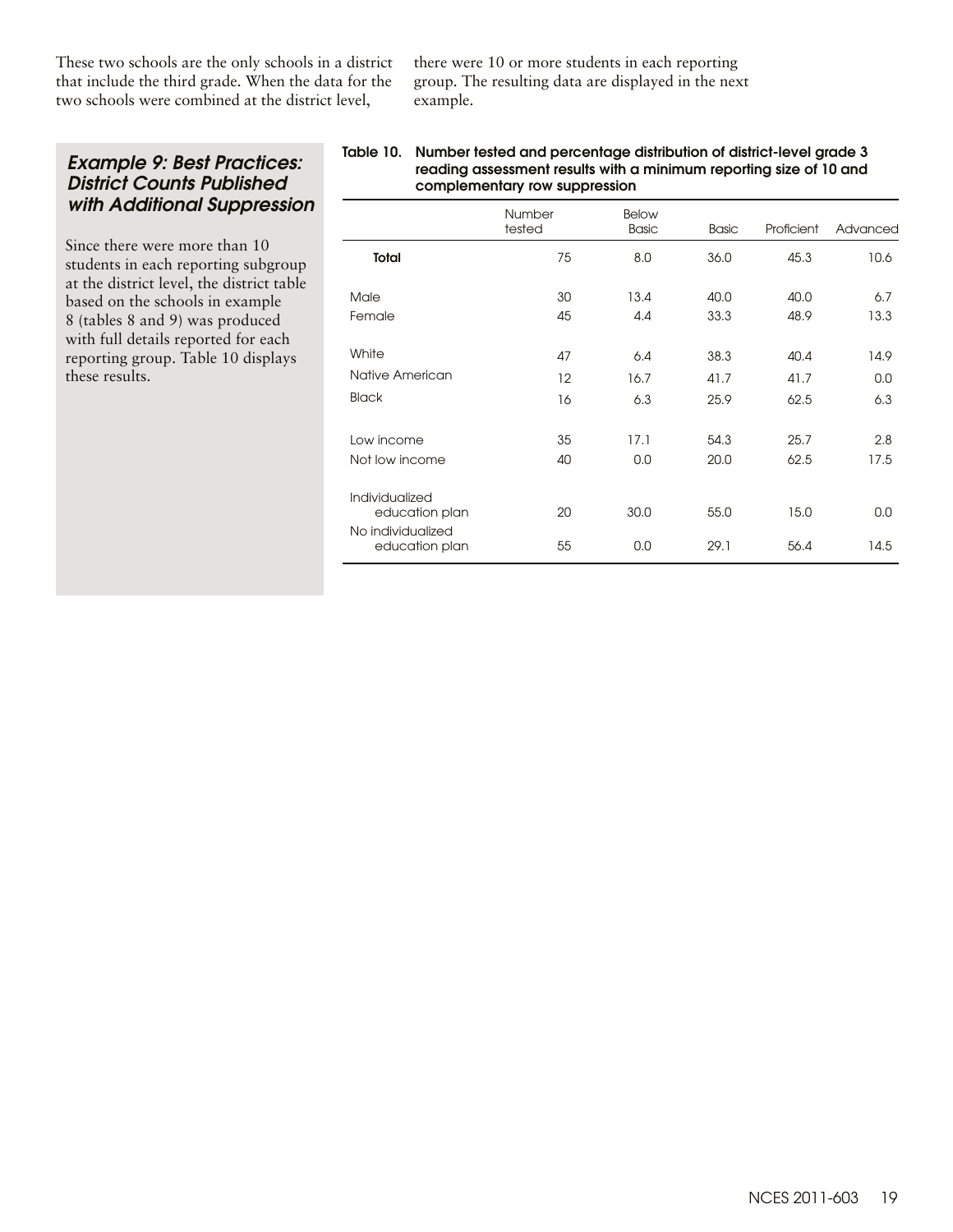These two schools are the only schools in a district that include the third grade. When the data for the two schools were combined at the district level, there were 10 or more students in each reporting group. The resulting data are displayed in the next example.

### *Example 9: Best Practices: District Counts Published with Additional Suppression*

Since there were more than 10 students in each reporting subgroup at the district level, the district table based on the schools in example 8 (tables 8 and 9) was produced with full details reported for each reporting group. Table 10 displays these results.

**Table 10. Number tested and percentage distribution of district-level grade 3 reading assessment results with a minimum reporting size of 10 and complementary row suppression**

| | Number tested | Below Basic | Basic | Proficient | Advanced |
|---|---|---|---|---|---|
| **Total** | 75 | 8.0 | 36.0 | 45.3 | 10.6 |
| Male | 30 | 13.4 | 40.0 | 40.0 | 6.7 |
| Female | 45 | 4.4 | 33.3 | 48.9 | 13.3 |
| White | 47 | 6.4 | 38.3 | 40.4 | 14.9 |
| Native American | 12 | 16.7 | 41.7 | 41.7 | 0.0 |
| Black | 16 | 6.3 | 25.9 | 62.5 | 6.3 |
| Low income | 35 | 17.1 | 54.3 | 25.7 | 2.8 |
| Not low income | 40 | 0.0 | 20.0 | 62.5 | 17.5 |
| Individualized education plan | 20 | 30.0 | 55.0 | 15.0 | 0.0 |
| No individualized education plan | 55 | 0.0 | 29.1 | 56.4 | 14.5 |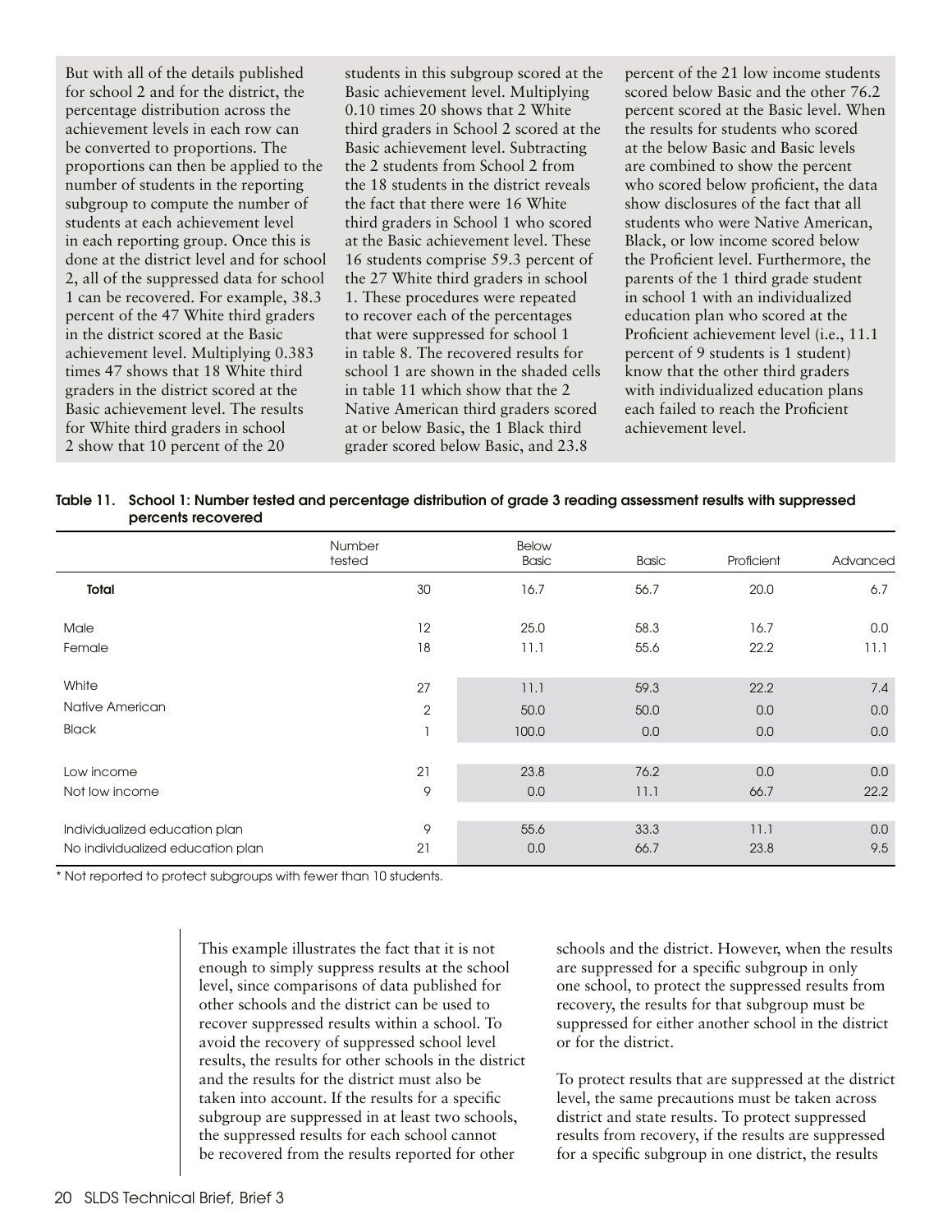But with all of the details published for school 2 and for the district, the percentage distribution across the achievement levels in each row can be converted to proportions. The proportions can then be applied to the number of students in the reporting subgroup to compute the number of students at each achievement level in each reporting group. Once this is done at the district level and for school 2, all of the suppressed data for school 1 can be recovered. For example, 38.3 percent of the 47 White third graders in the district scored at the Basic achievement level. Multiplying 0.383 times 47 shows that 18 White third graders in the district scored at the Basic achievement level. The results for White third graders in school 2 show that 10 percent of the 20 students in this subgroup scored at the Basic achievement level. Multiplying 0.10 times 20 shows that 2 White third graders in School 2 scored at the Basic achievement level. Subtracting the 2 students from School 2 from the 18 students in the district reveals the fact that there were 16 White third graders in School 1 who scored at the Basic achievement level. These 16 students comprise 59.3 percent of the 27 White third graders in school 1. These procedures were repeated to recover each of the percentages that were suppressed for school 1 in table 8. The recovered results for school 1 are shown in the shaded cells in table 11 which show that the 2 Native American third graders scored at or below Basic, the 1 Black third grader scored below Basic, and 23.8 percent of the 21 low income students scored below Basic and the other 76.2 percent scored at the Basic level. When the results for students who scored at the below Basic and Basic levels are combined to show the percent who scored below proficient, the data show disclosures of the fact that all students who were Native American, Black, or low income scored below the Proficient level. Furthermore, the parents of the 1 third grade student in school 1 with an individualized education plan who scored at the Proficient achievement level (i.e., 11.1 percent of 9 students is 1 student) know that the other third graders with individualized education plans each failed to reach the Proficient achievement level.

**Table 11. School 1: Number tested and percentage distribution of grade 3 reading assessment results with suppressed percents recovered**

| | Number tested | Below Basic | Basic | Proficient | Advanced |
|---|---|---|---|---|---|
| **Total** | 30 | 16.7 | 56.7 | 20.0 | 6.7 |
| Male | 12 | 25.0 | 58.3 | 16.7 | 0.0 |
| Female | 18 | 11.1 | 55.6 | 22.2 | 11.1 |
| White | 27 | 11.1 | 59.3 | 22.2 | 7.4 |
| Native American | 2 | 50.0 | 50.0 | 0.0 | 0.0 |
| Black | 1 | 100.0 | 0.0 | 0.0 | 0.0 |
| Low income | 21 | 23.8 | 76.2 | 0.0 | 0.0 |
| Not low income | 9 | 0.0 | 11.1 | 66.7 | 22.2 |
| Individualized education plan | 9 | 55.6 | 33.3 | 11.1 | 0.0 |
| No individualized education plan | 21 | 0.0 | 66.7 | 23.8 | 9.5 |

* Not reported to protect subgroups with fewer than 10 students.

This example illustrates the fact that it is not enough to simply suppress results at the school level, since comparisons of data published for other schools and the district can be used to recover suppressed results within a school. To avoid the recovery of suppressed school level results, the results for other schools in the district and the results for the district must also be taken into account. If the results for a specific subgroup are suppressed in at least two schools, the suppressed results for each school cannot be recovered from the results reported for other schools and the district. However, when the results are suppressed for a specific subgroup in only one school, to protect the suppressed results from recovery, the results for that subgroup must be suppressed for either another school in the district or for the district.

To protect results that are suppressed at the district level, the same precautions must be taken across district and state results. To protect suppressed results from recovery, if the results are suppressed for a specific subgroup in one district, the results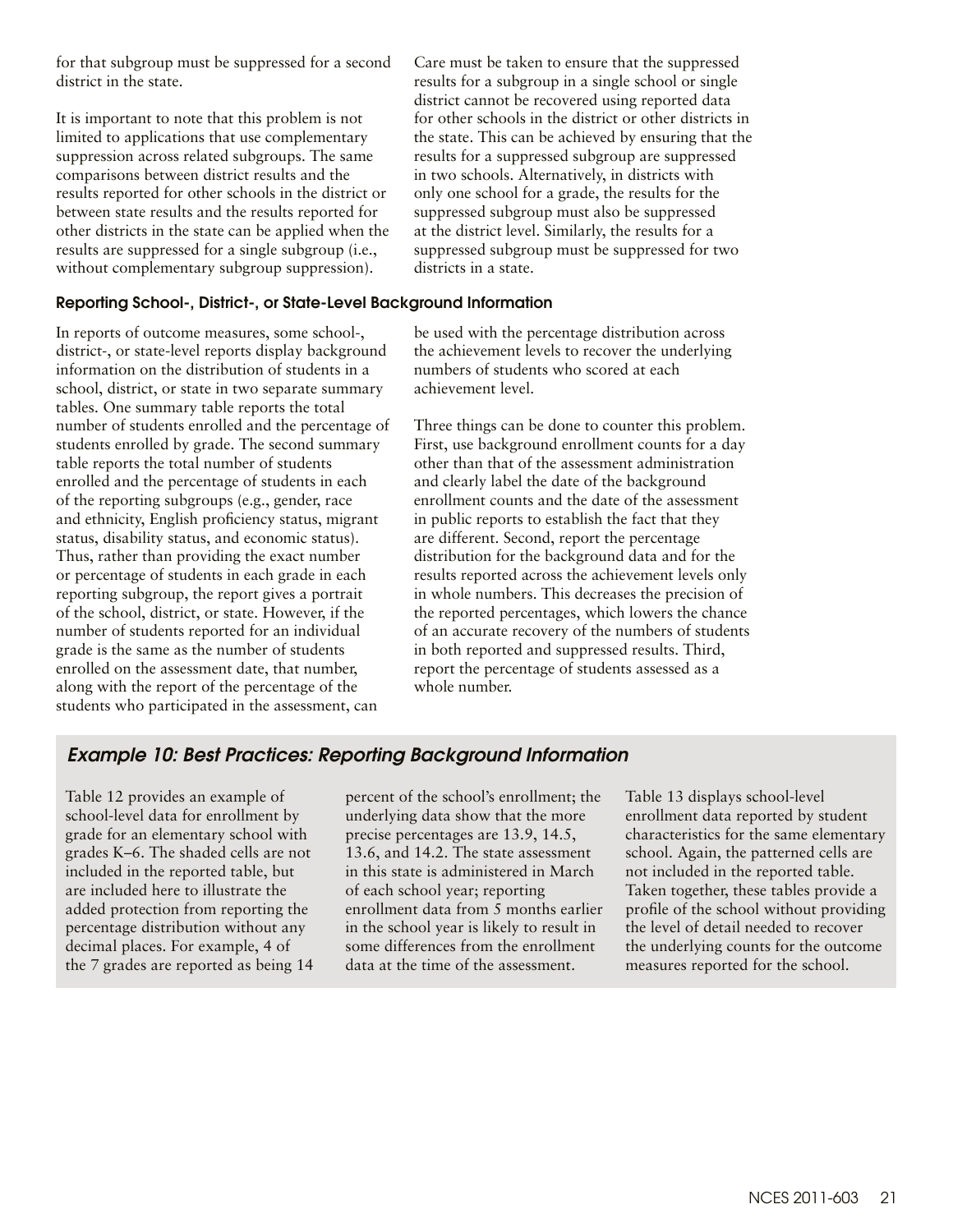for that subgroup must be suppressed for a second district in the state.

It is important to note that this problem is not limited to applications that use complementary suppression across related subgroups. The same comparisons between district results and the results reported for other schools in the district or between state results and the results reported for other districts in the state can be applied when the results are suppressed for a single subgroup (i.e., without complementary subgroup suppression).

Care must be taken to ensure that the suppressed results for a subgroup in a single school or single district cannot be recovered using reported data for other schools in the district or other districts in the state. This can be achieved by ensuring that the results for a suppressed subgroup are suppressed in two schools. Alternatively, in districts with only one school for a grade, the results for the suppressed subgroup must also be suppressed at the district level. Similarly, the results for a suppressed subgroup must be suppressed for two districts in a state.

### Reporting School-, District-, or State-Level Background Information

In reports of outcome measures, some school-, district-, or state-level reports display background information on the distribution of students in a school, district, or state in two separate summary tables. One summary table reports the total number of students enrolled and the percentage of students enrolled by grade. The second summary table reports the total number of students enrolled and the percentage of students in each of the reporting subgroups (e.g., gender, race and ethnicity, English proficiency status, migrant status, disability status, and economic status). Thus, rather than providing the exact number or percentage of students in each grade in each reporting subgroup, the report gives a portrait of the school, district, or state. However, if the number of students reported for an individual grade is the same as the number of students enrolled on the assessment date, that number, along with the report of the percentage of the students who participated in the assessment, can be used with the percentage distribution across the achievement levels to recover the underlying numbers of students who scored at each achievement level.

Three things can be done to counter this problem. First, use background enrollment counts for a day other than that of the assessment administration and clearly label the date of the background enrollment counts and the date of the assessment in public reports to establish the fact that they are different. Second, report the percentage distribution for the background data and for the results reported across the achievement levels only in whole numbers. This decreases the precision of the reported percentages, which lowers the chance of an accurate recovery of the numbers of students in both reported and suppressed results. Third, report the percentage of students assessed as a whole number.

### *Example 10: Best Practices: Reporting Background Information*

Table 12 provides an example of school-level data for enrollment by grade for an elementary school with grades K–6. The shaded cells are not included in the reported table, but are included here to illustrate the added protection from reporting the percentage distribution without any decimal places. For example, 4 of the 7 grades are reported as being 14 percent of the school's enrollment; the underlying data show that the more precise percentages are 13.9, 14.5, 13.6, and 14.2. The state assessment in this state is administered in March of each school year; reporting enrollment data from 5 months earlier in the school year is likely to result in some differences from the enrollment data at the time of the assessment.

Table 13 displays school-level enrollment data reported by student characteristics for the same elementary school. Again, the patterned cells are not included in the reported table. Taken together, these tables provide a profile of the school without providing the level of detail needed to recover the underlying counts for the outcome measures reported for the school.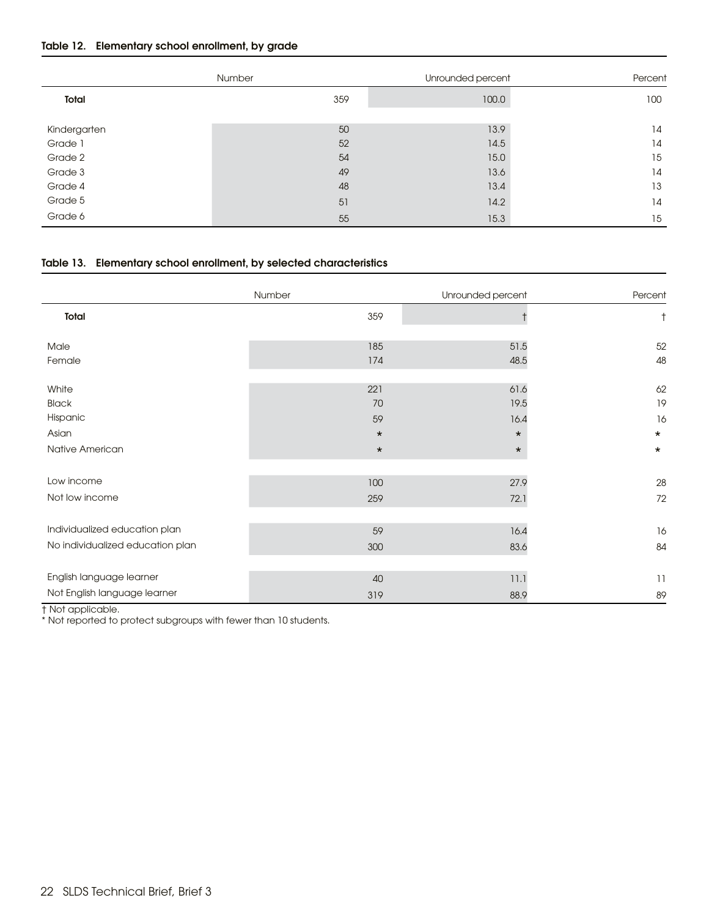**Table 12. Elementary school enrollment, by grade**

| | Number | Unrounded percent | Percent |
|---|---|---|---|
| **Total** | 359 | 100.0 | 100 |
| Kindergarten | 50 | 13.9 | 14 |
| Grade 1 | 52 | 14.5 | 14 |
| Grade 2 | 54 | 15.0 | 15 |
| Grade 3 | 49 | 13.6 | 14 |
| Grade 4 | 48 | 13.4 | 13 |
| Grade 5 | 51 | 14.2 | 14 |
| Grade 6 | 55 | 15.3 | 15 |

**Table 13. Elementary school enrollment, by selected characteristics**

| | Number | Unrounded percent | Percent |
|---|---|---|---|
| **Total** | 359 | † | † |
| Male | 185 | 51.5 | 52 |
| Female | 174 | 48.5 | 48 |
| White | 221 | 61.6 | 62 |
| Black | 70 | 19.5 | 19 |
| Hispanic | 59 | 16.4 | 16 |
| Asian | * | * | * |
| Native American | * | * | * |
| Low income | 100 | 27.9 | 28 |
| Not low income | 259 | 72.1 | 72 |
| Individualized education plan | 59 | 16.4 | 16 |
| No individualized education plan | 300 | 83.6 | 84 |
| English language learner | 40 | 11.1 | 11 |
| Not English language learner | 319 | 88.9 | 89 |

† Not applicable.
* Not reported to protect subgroups with fewer than 10 students.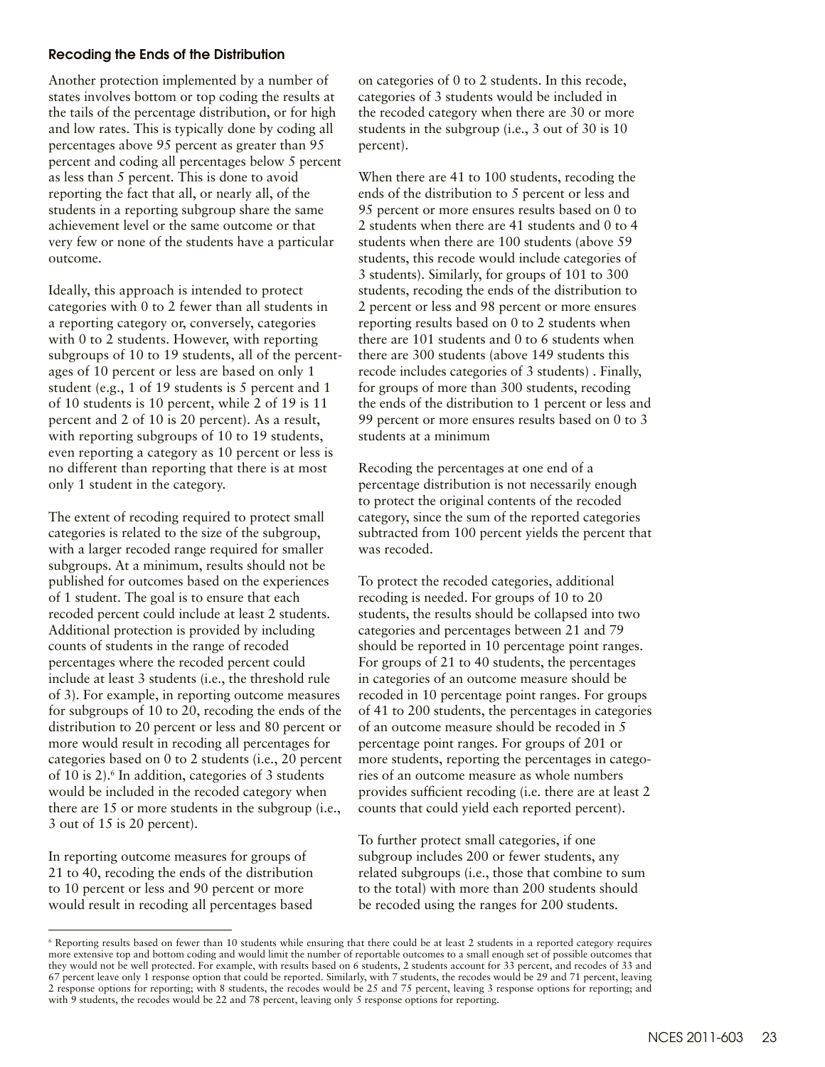### Recoding the Ends of the Distribution

Another protection implemented by a number of states involves bottom or top coding the results at the tails of the percentage distribution, or for high and low rates. This is typically done by coding all percentages above 95 percent as greater than 95 percent and coding all percentages below 5 percent as less than 5 percent. This is done to avoid reporting the fact that all, or nearly all, of the students in a reporting subgroup share the same achievement level or the same outcome or that very few or none of the students have a particular outcome.

Ideally, this approach is intended to protect categories with 0 to 2 fewer than all students in a reporting category or, conversely, categories with 0 to 2 students. However, with reporting subgroups of 10 to 19 students, all of the percentages of 10 percent or less are based on only 1 student (e.g., 1 of 19 students is 5 percent and 1 of 10 students is 10 percent, while 2 of 19 is 11 percent and 2 of 10 is 20 percent). As a result, with reporting subgroups of 10 to 19 students, even reporting a category as 10 percent or less is no different than reporting that there is at most only 1 student in the category.

The extent of recoding required to protect small categories is related to the size of the subgroup, with a larger recoded range required for smaller subgroups. At a minimum, results should not be published for outcomes based on the experiences of 1 student. The goal is to ensure that each recoded percent could include at least 2 students. Additional protection is provided by including counts of students in the range of recoded percentages where the recoded percent could include at least 3 students (i.e., the threshold rule of 3). For example, in reporting outcome measures for subgroups of 10 to 20, recoding the ends of the distribution to 20 percent or less and 80 percent or more would result in recoding all percentages for categories based on 0 to 2 students (i.e., 20 percent of 10 is 2).[6] In addition, categories of 3 students would be included in the recoded category when there are 15 or more students in the subgroup (i.e., 3 out of 15 is 20 percent).

In reporting outcome measures for groups of 21 to 40, recoding the ends of the distribution to 10 percent or less and 90 percent or more would result in recoding all percentages based on categories of 0 to 2 students. In this recode, categories of 3 students would be included in the recoded category when there are 30 or more students in the subgroup (i.e., 3 out of 30 is 10 percent).

When there are 41 to 100 students, recoding the ends of the distribution to 5 percent or less and 95 percent or more ensures results based on 0 to 2 students when there are 41 students and 0 to 4 students when there are 100 students (above 59 students, this recode would include categories of 3 students). Similarly, for groups of 101 to 300 students, recoding the ends of the distribution to 2 percent or less and 98 percent or more ensures reporting results based on 0 to 2 students when there are 101 students and 0 to 6 students when there are 300 students (above 149 students this recode includes categories of 3 students) . Finally, for groups of more than 300 students, recoding the ends of the distribution to 1 percent or less and 99 percent or more ensures results based on 0 to 3 students at a minimum

Recoding the percentages at one end of a percentage distribution is not necessarily enough to protect the original contents of the recoded category, since the sum of the reported categories subtracted from 100 percent yields the percent that was recoded.

To protect the recoded categories, additional recoding is needed. For groups of 10 to 20 students, the results should be collapsed into two categories and percentages between 21 and 79 should be reported in 10 percentage point ranges. For groups of 21 to 40 students, the percentages in categories of an outcome measure should be recoded in 10 percentage point ranges. For groups of 41 to 200 students, the percentages in categories of an outcome measure should be recoded in 5 percentage point ranges. For groups of 201 or more students, reporting the percentages in categories of an outcome measure as whole numbers provides sufficient recoding (i.e. there are at least 2 counts that could yield each reported percent).

To further protect small categories, if one subgroup includes 200 or fewer students, any related subgroups (i.e., those that combine to sum to the total) with more than 200 students should be recoded using the ranges for 200 students.

---

[6] Reporting results based on fewer than 10 students while ensuring that there could be at least 2 students in a reported category requires more extensive top and bottom coding and would limit the number of reportable outcomes to a small enough set of possible outcomes that they would not be well protected. For example, with results based on 6 students, 2 students account for 33 percent, and recodes of 33 and 67 percent leave only 1 response option that could be reported. Similarly, with 7 students, the recodes would be 29 and 71 percent, leaving 2 response options for reporting; with 8 students, the recodes would be 25 and 75 percent, leaving 3 response options for reporting; and with 9 students, the recodes would be 22 and 78 percent, leaving only 5 response options for reporting.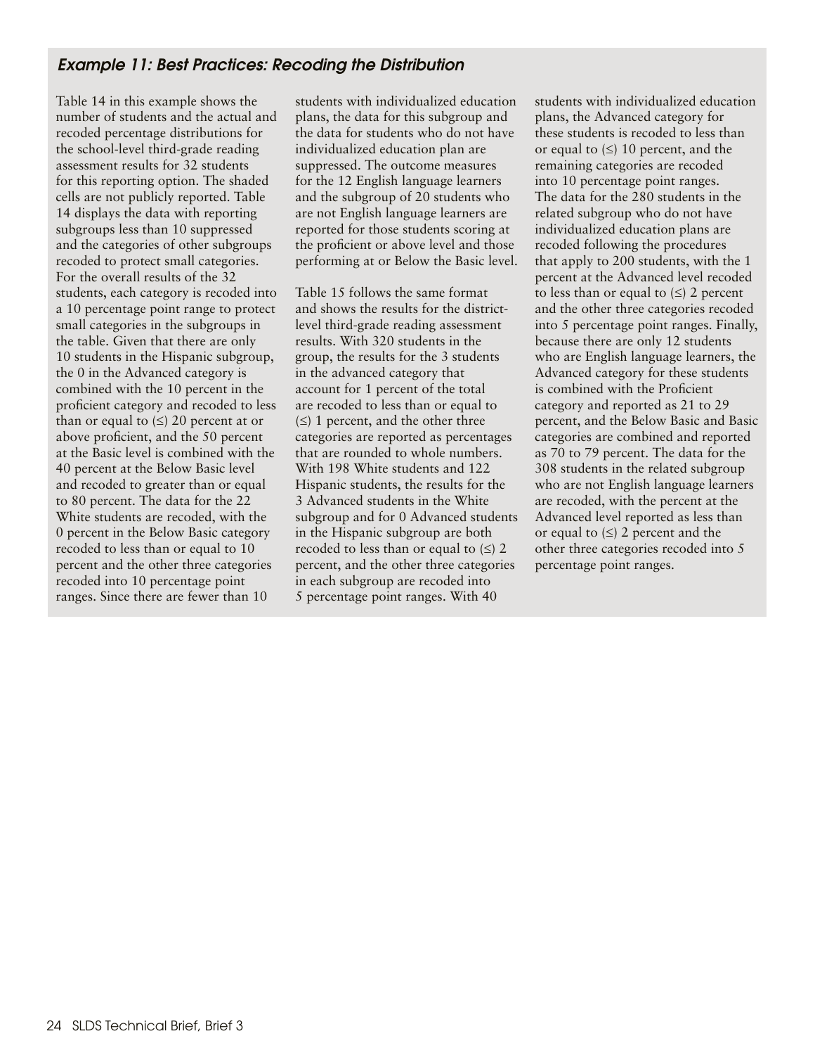### *Example 11: Best Practices: Recoding the Distribution*

Table 14 in this example shows the number of students and the actual and recoded percentage distributions for the school-level third-grade reading assessment results for 32 students for this reporting option. The shaded cells are not publicly reported. Table 14 displays the data with reporting subgroups less than 10 suppressed and the categories of other subgroups recoded to protect small categories. For the overall results of the 32 students, each category is recoded into a 10 percentage point range to protect small categories in the subgroups in the table. Given that there are only 10 students in the Hispanic subgroup, the 0 in the Advanced category is combined with the 10 percent in the proficient category and recoded to less than or equal to (≤) 20 percent at or above proficient, and the 50 percent at the Basic level is combined with the 40 percent at the Below Basic level and recoded to greater than or equal to 80 percent. The data for the 22 White students are recoded, with the 0 percent in the Below Basic category recoded to less than or equal to 10 percent and the other three categories recoded into 10 percentage point ranges. Since there are fewer than 10 students with individualized education plans, the data for this subgroup and the data for students who do not have individualized education plan are suppressed. The outcome measures for the 12 English language learners and the subgroup of 20 students who are not English language learners are reported for those students scoring at the proficient or above level and those performing at or Below the Basic level.

Table 15 follows the same format and shows the results for the district-level third-grade reading assessment results. With 320 students in the group, the results for the 3 students in the advanced category that account for 1 percent of the total are recoded to less than or equal to (≤) 1 percent, and the other three categories are reported as percentages that are rounded to whole numbers. With 198 White students and 122 Hispanic students, the results for the 3 Advanced students in the White subgroup and for 0 Advanced students in the Hispanic subgroup are both recoded to less than or equal to (≤) 2 percent, and the other three categories in each subgroup are recoded into 5 percentage point ranges. With 40 students with individualized education plans, the Advanced category for these students is recoded to less than or equal to (≤) 10 percent, and the remaining categories are recoded into 10 percentage point ranges. The data for the 280 students in the related subgroup who do not have individualized education plans are recoded following the procedures that apply to 200 students, with the 1 percent at the Advanced level recoded to less than or equal to (≤) 2 percent and the other three categories recoded into 5 percentage point ranges. Finally, because there are only 12 students who are English language learners, the Advanced category for these students is combined with the Proficient category and reported as 21 to 29 percent, and the Below Basic and Basic categories are combined and reported as 70 to 79 percent. The data for the 308 students in the related subgroup who are not English language learners are recoded, with the percent at the Advanced level reported as less than or equal to (≤) 2 percent and the other three categories recoded into 5 percentage point ranges.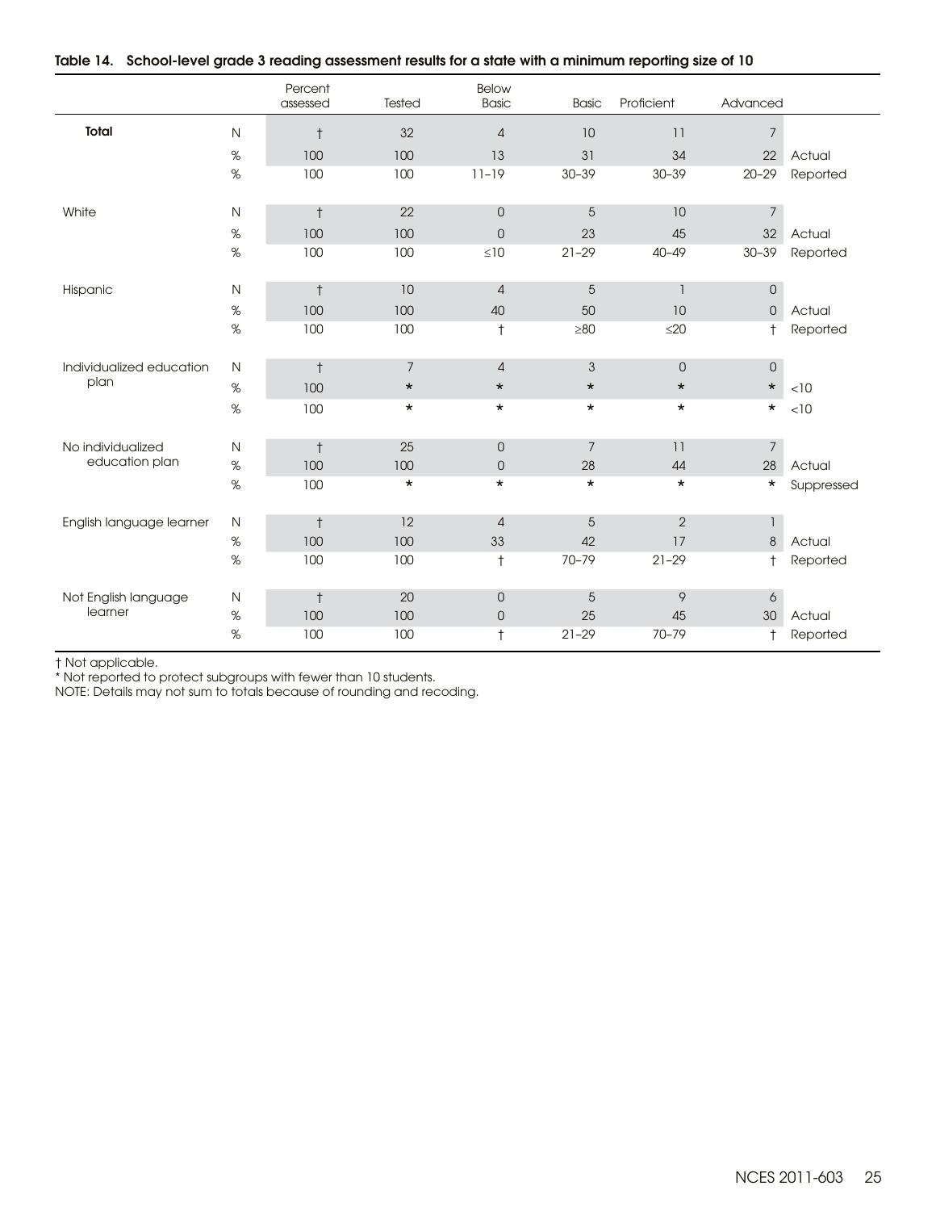**Table 14. School-level grade 3 reading assessment results for a state with a minimum reporting size of 10**

| | | Percent assessed | Tested | Below Basic | Basic | Proficient | Advanced | |
|---|---|---|---|---|---|---|---|---|
| **Total** | N | † | 32 | 4 | 10 | 11 | 7 | |
| | % | 100 | 100 | 13 | 31 | 34 | 22 | Actual |
| | % | 100 | 100 | 11–19 | 30–39 | 30–39 | 20–29 | Reported |
| White | N | † | 22 | 0 | 5 | 10 | 7 | |
| | % | 100 | 100 | 0 | 23 | 45 | 32 | Actual |
| | % | 100 | 100 | ≤10 | 21–29 | 40–49 | 30–39 | Reported |
| Hispanic | N | † | 10 | 4 | 5 | 1 | 0 | |
| | % | 100 | 100 | 40 | 50 | 10 | 0 | Actual |
| | % | 100 | 100 | † | ≥80 | ≤20 | † | Reported |
| Individualized education plan | N | † | 7 | 4 | 3 | 0 | 0 | |
| | % | 100 | * | * | * | * | * | <10 |
| | % | 100 | * | * | * | * | * | <10 |
| No individualized education plan | N | † | 25 | 0 | 7 | 11 | 7 | |
| | % | 100 | 100 | 0 | 28 | 44 | 28 | Actual |
| | % | 100 | * | * | * | * | * | Suppressed |
| English language learner | N | † | 12 | 4 | 5 | 2 | 1 | |
| | % | 100 | 100 | 33 | 42 | 17 | 8 | Actual |
| | % | 100 | 100 | † | 70–79 | 21–29 | † | Reported |
| Not English language learner | N | † | 20 | 0 | 5 | 9 | 6 | |
| | % | 100 | 100 | 0 | 25 | 45 | 30 | Actual |
| | % | 100 | 100 | † | 21–29 | 70–79 | † | Reported |

† Not applicable.

* Not reported to protect subgroups with fewer than 10 students.

NOTE: Details may not sum to totals because of rounding and recoding.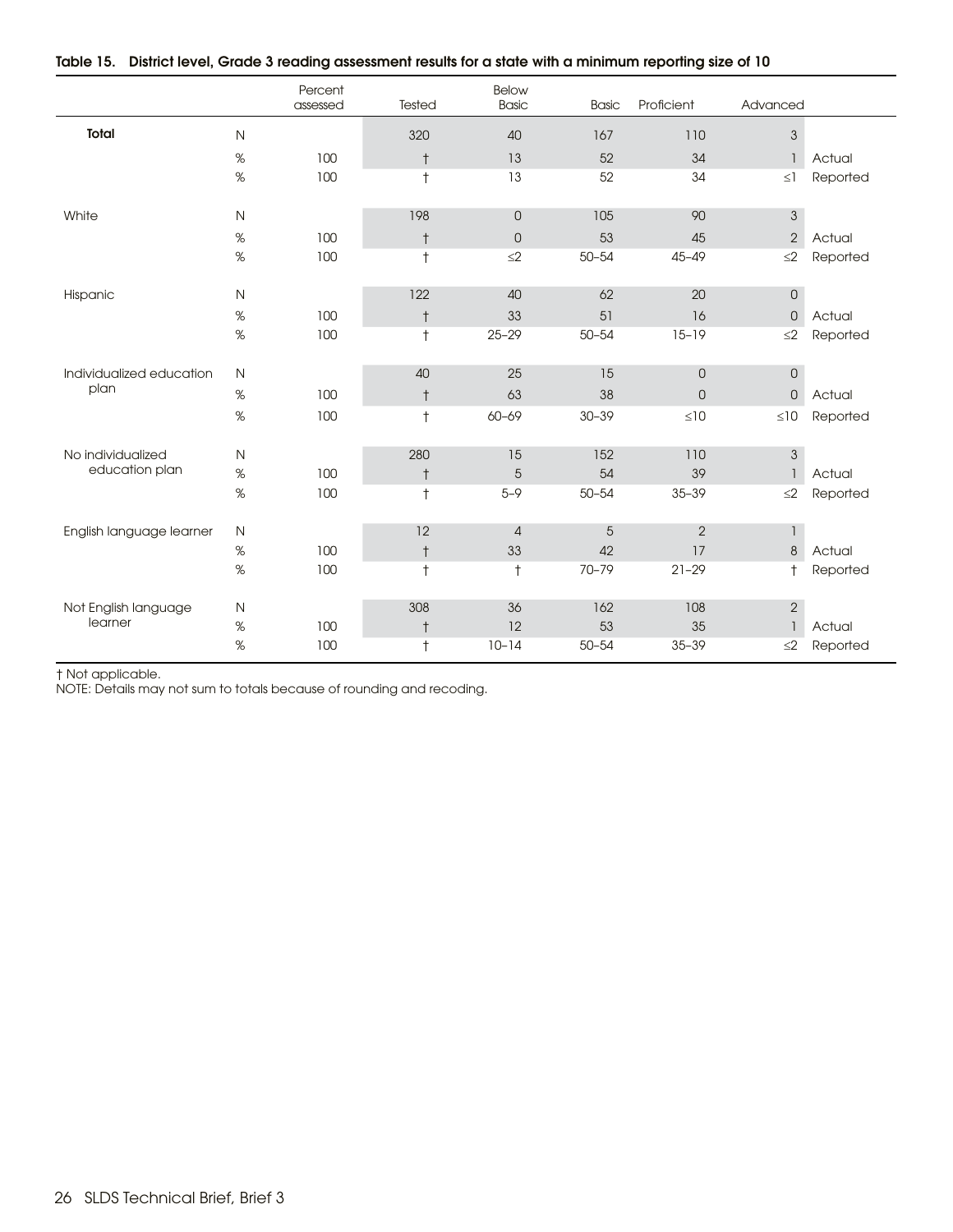**Table 15. District level, Grade 3 reading assessment results for a state with a minimum reporting size of 10**

| | | Percent assessed | Tested | Below Basic | Basic | Proficient | Advanced | |
|---|---|---|---|---|---|---|---|---|
| **Total** | N | | 320 | 40 | 167 | 110 | 3 | |
| | % | 100 | † | 13 | 52 | 34 | 1 | Actual |
| | % | 100 | † | 13 | 52 | 34 | ≤1 | Reported |
| White | N | | 198 | 0 | 105 | 90 | 3 | |
| | % | 100 | † | 0 | 53 | 45 | 2 | Actual |
| | % | 100 | † | ≤2 | 50–54 | 45–49 | ≤2 | Reported |
| Hispanic | N | | 122 | 40 | 62 | 20 | 0 | |
| | % | 100 | † | 33 | 51 | 16 | 0 | Actual |
| | % | 100 | † | 25–29 | 50–54 | 15–19 | ≤2 | Reported |
| Individualized education plan | N | | 40 | 25 | 15 | 0 | 0 | |
| | % | 100 | † | 63 | 38 | 0 | 0 | Actual |
| | % | 100 | † | 60–69 | 30–39 | ≤10 | ≤10 | Reported |
| No individualized education plan | N | | 280 | 15 | 152 | 110 | 3 | |
| | % | 100 | † | 5 | 54 | 39 | 1 | Actual |
| | % | 100 | † | 5–9 | 50–54 | 35–39 | ≤2 | Reported |
| English language learner | N | | 12 | 4 | 5 | 2 | 1 | |
| | % | 100 | † | 33 | 42 | 17 | 8 | Actual |
| | % | 100 | † | † | 70–79 | 21–29 | † | Reported |
| Not English language learner | N | | 308 | 36 | 162 | 108 | 2 | |
| | % | 100 | † | 12 | 53 | 35 | 1 | Actual |
| | % | 100 | † | 10–14 | 50–54 | 35–39 | ≤2 | Reported |

† Not applicable.
NOTE: Details may not sum to totals because of rounding and recoding.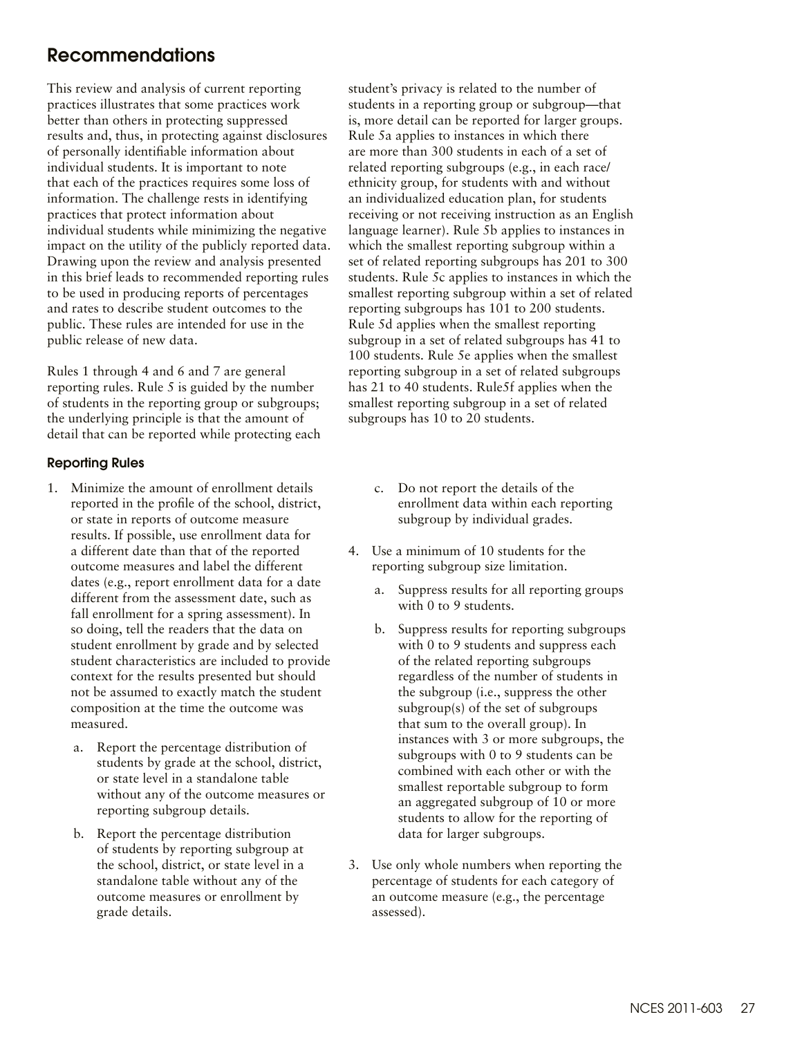## Recommendations

This review and analysis of current reporting practices illustrates that some practices work better than others in protecting suppressed results and, thus, in protecting against disclosures of personally identifiable information about individual students. It is important to note that each of the practices requires some loss of information. The challenge rests in identifying practices that protect information about individual students while minimizing the negative impact on the utility of the publicly reported data. Drawing upon the review and analysis presented in this brief leads to recommended reporting rules to be used in producing reports of percentages and rates to describe student outcomes to the public. These rules are intended for use in the public release of new data.

Rules 1 through 4 and 6 and 7 are general reporting rules. Rule 5 is guided by the number of students in the reporting group or subgroups; the underlying principle is that the amount of detail that can be reported while protecting each student's privacy is related to the number of students in a reporting group or subgroup—that is, more detail can be reported for larger groups. Rule 5a applies to instances in which there are more than 300 students in each of a set of related reporting subgroups (e.g., in each race/ethnicity group, for students with and without an individualized education plan, for students receiving or not receiving instruction as an English language learner). Rule 5b applies to instances in which the smallest reporting subgroup within a set of related reporting subgroups has 201 to 300 students. Rule 5c applies to instances in which the smallest reporting subgroup within a set of related reporting subgroups has 101 to 200 students. Rule 5d applies when the smallest reporting subgroup in a set of related subgroups has 41 to 100 students. Rule 5e applies when the smallest reporting subgroup in a set of related subgroups has 21 to 40 students. Rule5f applies when the smallest reporting subgroup in a set of related subgroups has 10 to 20 students.

### Reporting Rules

1. Minimize the amount of enrollment details reported in the profile of the school, district, or state in reports of outcome measure results. If possible, use enrollment data for a different date than that of the reported outcome measures and label the different dates (e.g., report enrollment data for a date different from the assessment date, such as fall enrollment for a spring assessment). In so doing, tell the readers that the data on student enrollment by grade and by selected student characteristics are included to provide context for the results presented but should not be assumed to exactly match the student composition at the time the outcome was measured.
   a. Report the percentage distribution of students by grade at the school, district, or state level in a standalone table without any of the outcome measures or reporting subgroup details.
   b. Report the percentage distribution of students by reporting subgroup at the school, district, or state level in a standalone table without any of the outcome measures or enrollment by grade details.
   c. Do not report the details of the enrollment data within each reporting subgroup by individual grades.

4. Use a minimum of 10 students for the reporting subgroup size limitation.
   a. Suppress results for all reporting groups with 0 to 9 students.
   b. Suppress results for reporting subgroups with 0 to 9 students and suppress each of the related reporting subgroups regardless of the number of students in the subgroup (i.e., suppress the other subgroup(s) of the set of subgroups that sum to the overall group). In instances with 3 or more subgroups, the subgroups with 0 to 9 students can be combined with each other or with the smallest reportable subgroup to form an aggregated subgroup of 10 or more students to allow for the reporting of data for larger subgroups.

3. Use only whole numbers when reporting the percentage of students for each category of an outcome measure (e.g., the percentage assessed).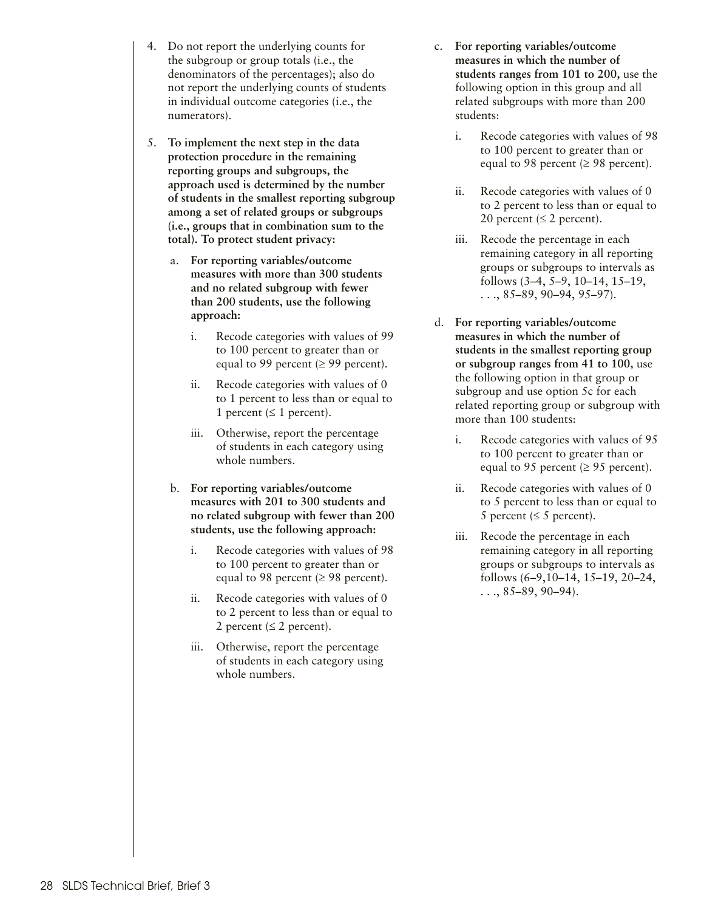4. Do not report the underlying counts for the subgroup or group totals (i.e., the denominators of the percentages); also do not report the underlying counts of students in individual outcome categories (i.e., the numerators).

5. **To implement the next step in the data protection procedure in the remaining reporting groups and subgroups, the approach used is determined by the number of students in the smallest reporting subgroup among a set of related groups or subgroups (i.e., groups that in combination sum to the total). To protect student privacy:**

   a. **For reporting variables/outcome measures with more than 300 students and no related subgroup with fewer than 200 students, use the following approach:**

      i. Recode categories with values of 99 to 100 percent to greater than or equal to 99 percent (≥ 99 percent).

      ii. Recode categories with values of 0 to 1 percent to less than or equal to 1 percent (≤ 1 percent).

      iii. Otherwise, report the percentage of students in each category using whole numbers.

   b. **For reporting variables/outcome measures with 201 to 300 students and no related subgroup with fewer than 200 students, use the following approach:**

      i. Recode categories with values of 98 to 100 percent to greater than or equal to 98 percent (≥ 98 percent).

      ii. Recode categories with values of 0 to 2 percent to less than or equal to 2 percent (≤ 2 percent).

      iii. Otherwise, report the percentage of students in each category using whole numbers.

   c. **For reporting variables/outcome measures in which the number of students ranges from 101 to 200,** use the following option in this group and all related subgroups with more than 200 students:

      i. Recode categories with values of 98 to 100 percent to greater than or equal to 98 percent (≥ 98 percent).

      ii. Recode categories with values of 0 to 2 percent to less than or equal to 20 percent (≤ 2 percent).

      iii. Recode the percentage in each remaining category in all reporting groups or subgroups to intervals as follows (3–4, 5–9, 10–14, 15–19, . . ., 85–89, 90–94, 95–97).

   d. **For reporting variables/outcome measures in which the number of students in the smallest reporting group or subgroup ranges from 41 to 100,** use the following option in that group or subgroup and use option 5c for each related reporting group or subgroup with more than 100 students:

      i. Recode categories with values of 95 to 100 percent to greater than or equal to 95 percent (≥ 95 percent).

      ii. Recode categories with values of 0 to 5 percent to less than or equal to 5 percent (≤ 5 percent).

      iii. Recode the percentage in each remaining category in all reporting groups or subgroups to intervals as follows (6–9,10–14, 15–19, 20–24, . . ., 85–89, 90–94).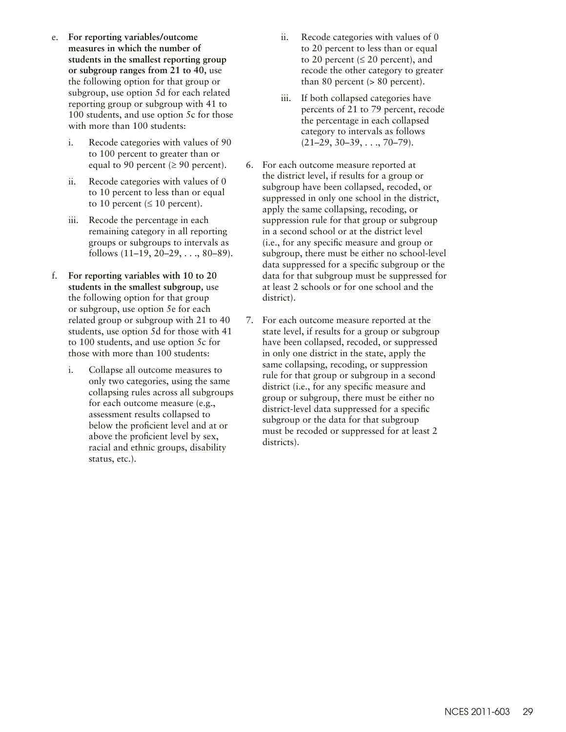e. **For reporting variables/outcome measures in which the number of students in the smallest reporting group or subgroup ranges from 21 to 40,** use the following option for that group or subgroup, use option 5d for each related reporting group or subgroup with 41 to 100 students, and use option 5c for those with more than 100 students:

   i. Recode categories with values of 90 to 100 percent to greater than or equal to 90 percent (≥ 90 percent).

   ii. Recode categories with values of 0 to 10 percent to less than or equal to 10 percent (≤ 10 percent).

   iii. Recode the percentage in each remaining category in all reporting groups or subgroups to intervals as follows (11–19, 20–29, . . ., 80–89).

f. **For reporting variables with 10 to 20 students in the smallest subgroup,** use the following option for that group or subgroup, use option 5e for each related group or subgroup with 21 to 40 students, use option 5d for those with 41 to 100 students, and use option 5c for those with more than 100 students:

   i. Collapse all outcome measures to only two categories, using the same collapsing rules across all subgroups for each outcome measure (e.g., assessment results collapsed to below the proficient level and at or above the proficient level by sex, racial and ethnic groups, disability status, etc.).

   ii. Recode categories with values of 0 to 20 percent to less than or equal to 20 percent (≤ 20 percent), and recode the other category to greater than 80 percent (> 80 percent).

   iii. If both collapsed categories have percents of 21 to 79 percent, recode the percentage in each collapsed category to intervals as follows (21–29, 30–39, . . ., 70–79).

6. For each outcome measure reported at the district level, if results for a group or subgroup have been collapsed, recoded, or suppressed in only one school in the district, apply the same collapsing, recoding, or suppression rule for that group or subgroup in a second school or at the district level (i.e., for any specific measure and group or subgroup, there must be either no school-level data suppressed for a specific subgroup or the data for that subgroup must be suppressed for at least 2 schools or for one school and the district).

7. For each outcome measure reported at the state level, if results for a group or subgroup have been collapsed, recoded, or suppressed in only one district in the state, apply the same collapsing, recoding, or suppression rule for that group or subgroup in a second district (i.e., for any specific measure and group or subgroup, there must be either no district-level data suppressed for a specific subgroup or the data for that subgroup must be recoded or suppressed for at least 2 districts).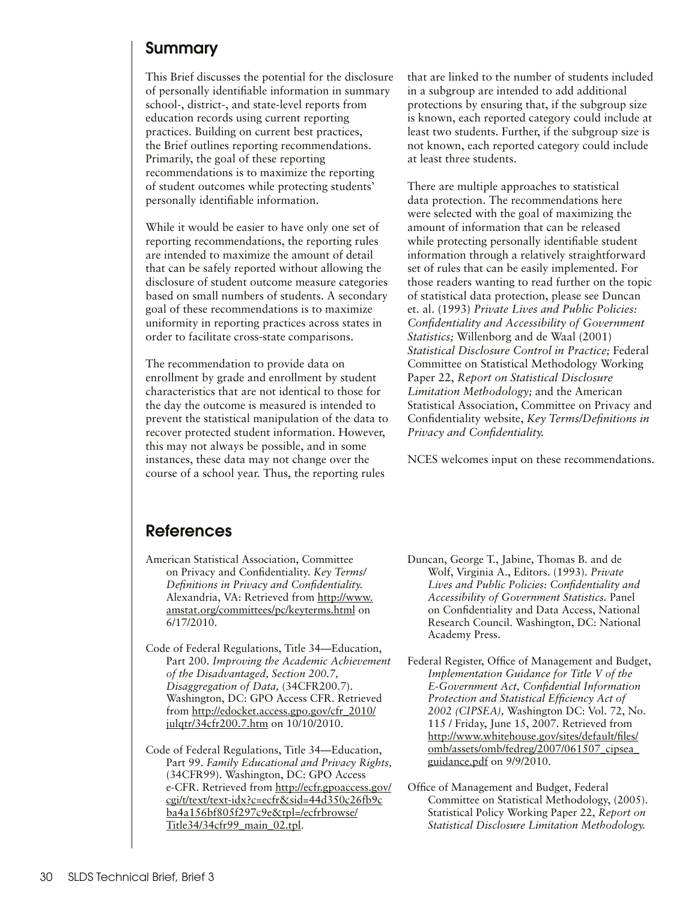## Summary

This Brief discusses the potential for the disclosure of personally identifiable information in summary school-, district-, and state-level reports from education records using current reporting practices. Building on current best practices, the Brief outlines reporting recommendations. Primarily, the goal of these reporting recommendations is to maximize the reporting of student outcomes while protecting students' personally identifiable information.

While it would be easier to have only one set of reporting recommendations, the reporting rules are intended to maximize the amount of detail that can be safely reported without allowing the disclosure of student outcome measure categories based on small numbers of students. A secondary goal of these recommendations is to maximize uniformity in reporting practices across states in order to facilitate cross-state comparisons.

The recommendation to provide data on enrollment by grade and enrollment by student characteristics that are not identical to those for the day the outcome is measured is intended to prevent the statistical manipulation of the data to recover protected student information. However, this may not always be possible, and in some instances, these data may not change over the course of a school year. Thus, the reporting rules that are linked to the number of students included in a subgroup are intended to add additional protections by ensuring that, if the subgroup size is known, each reported category could include at least two students. Further, if the subgroup size is not known, each reported category could include at least three students.

There are multiple approaches to statistical data protection. The recommendations here were selected with the goal of maximizing the amount of information that can be released while protecting personally identifiable student information through a relatively straightforward set of rules that can be easily implemented. For those readers wanting to read further on the topic of statistical data protection, please see Duncan et. al. (1993) *Private Lives and Public Policies: Confidentiality and Accessibility of Government Statistics;* Willenborg and de Waal (2001) *Statistical Disclosure Control in Practice;* Federal Committee on Statistical Methodology Working Paper 22, *Report on Statistical Disclosure Limitation Methodology;* and the American Statistical Association, Committee on Privacy and Confidentiality website, *Key Terms/Definitions in Privacy and Confidentiality.*

NCES welcomes input on these recommendations.

## References

American Statistical Association, Committee on Privacy and Confidentiality. *Key Terms/Definitions in Privacy and Confidentiality.* Alexandria, VA: Retrieved from http://www.amstat.org/committees/pc/keyterms.html on 6/17/2010.

Code of Federal Regulations, Title 34—Education, Part 200. *Improving the Academic Achievement of the Disadvantaged, Section 200.7, Disaggregation of Data,* (34CFR200.7). Washington, DC: GPO Access CFR. Retrieved from http://edocket.access.gpo.gov/cfr_2010/julqtr/34cfr200.7.htm on 10/10/2010.

Code of Federal Regulations, Title 34—Education, Part 99. *Family Educational and Privacy Rights,* (34CFR99). Washington, DC: GPO Access e-CFR. Retrieved from http://ecfr.gpoaccess.gov/cgi/t/text/text-idx?c=ecfr&sid=44d350c26fb9cba4a156bf805f297c9e&tpl=/ecfrbrowse/Title34/34cfr99_main_02.tpl.

Duncan, George T., Jabine, Thomas B. and de Wolf, Virginia A., Editors. (1993). *Private Lives and Public Policies: Confidentiality and Accessibility of Government Statistics.* Panel on Confidentiality and Data Access, National Research Council. Washington, DC: National Academy Press.

Federal Register, Office of Management and Budget, *Implementation Guidance for Title V of the E-Government Act, Confidential Information Protection and Statistical Efficiency Act of 2002 (CIPSEA),* Washington DC: Vol. 72, No. 115 / Friday, June 15, 2007. Retrieved from http://www.whitehouse.gov/sites/default/files/omb/assets/omb/fedreg/2007/061507_cipsea_guidance.pdf on 9/9/2010.

Office of Management and Budget, Federal Committee on Statistical Methodology, (2005). Statistical Policy Working Paper 22, *Report on Statistical Disclosure Limitation Methodology.*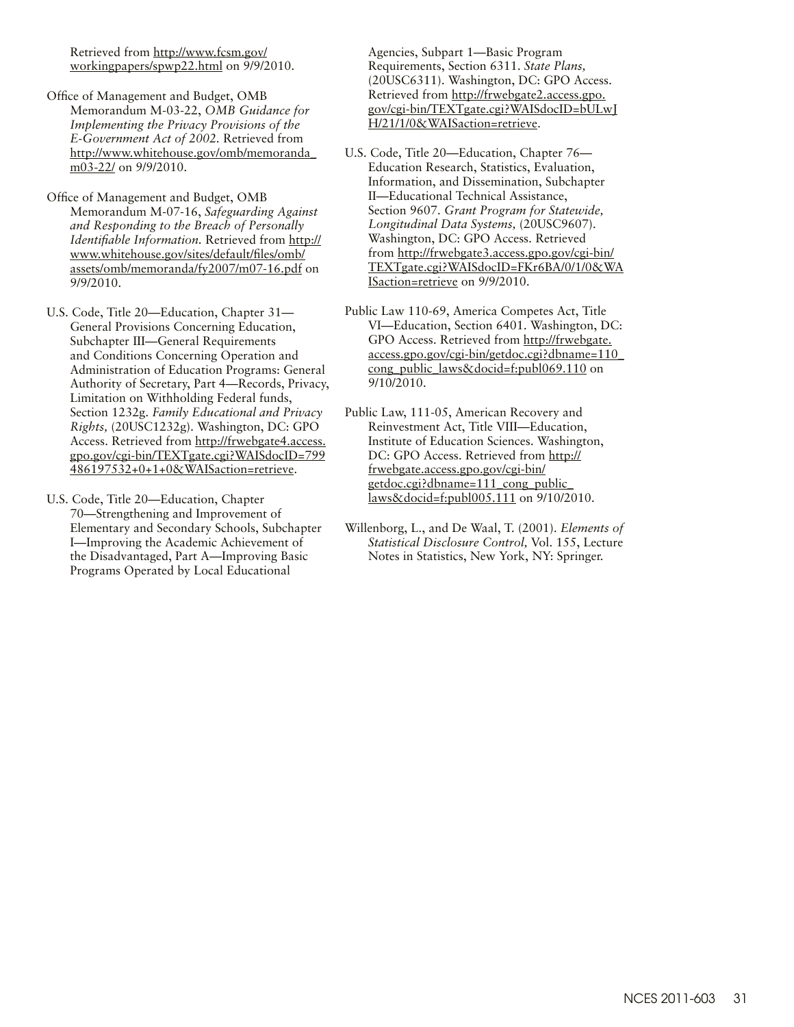Retrieved from http://www.fcsm.gov/workingpapers/spwp22.html on 9/9/2010.

Office of Management and Budget, OMB Memorandum M-03-22, *OMB Guidance for Implementing the Privacy Provisions of the E-Government Act of 2002*. Retrieved from http://www.whitehouse.gov/omb/memoranda_m03-22/ on 9/9/2010.

Office of Management and Budget, OMB Memorandum M-07-16, *Safeguarding Against and Responding to the Breach of Personally Identifiable Information*. Retrieved from http://www.whitehouse.gov/sites/default/files/omb/assets/omb/memoranda/fy2007/m07-16.pdf on 9/9/2010.

U.S. Code, Title 20—Education, Chapter 31—General Provisions Concerning Education, Subchapter III—General Requirements and Conditions Concerning Operation and Administration of Education Programs: General Authority of Secretary, Part 4—Records, Privacy, Limitation on Withholding Federal funds, Section 1232g. *Family Educational and Privacy Rights,* (20USC1232g). Washington, DC: GPO Access. Retrieved from http://frwebgate4.access.gpo.gov/cgi-bin/TEXTgate.cgi?WAISdocID=799486197532+0+1+0&WAISaction=retrieve.

U.S. Code, Title 20—Education, Chapter 70—Strengthening and Improvement of Elementary and Secondary Schools, Subchapter I—Improving the Academic Achievement of the Disadvantaged, Part A—Improving Basic Programs Operated by Local Educational Agencies, Subpart 1—Basic Program Requirements, Section 6311. *State Plans,* (20USC6311). Washington, DC: GPO Access. Retrieved from http://frwebgate2.access.gpo.gov/cgi-bin/TEXTgate.cgi?WAISdocID=bULwJH/21/1/0&WAISaction=retrieve.

U.S. Code, Title 20—Education, Chapter 76—Education Research, Statistics, Evaluation, Information, and Dissemination, Subchapter II—Educational Technical Assistance, Section 9607. *Grant Program for Statewide, Longitudinal Data Systems,* (20USC9607). Washington, DC: GPO Access. Retrieved from http://frwebgate3.access.gpo.gov/cgi-bin/TEXTgate.cgi?WAISdocID=FKr6BA/0/1/0&WAISaction=retrieve on 9/9/2010.

Public Law 110-69, America Competes Act, Title VI—Education, Section 6401. Washington, DC: GPO Access. Retrieved from http://frwebgate.access.gpo.gov/cgi-bin/getdoc.cgi?dbname=110_cong_public_laws&docid=f:publ069.110 on 9/10/2010.

Public Law, 111-05, American Recovery and Reinvestment Act, Title VIII—Education, Institute of Education Sciences. Washington, DC: GPO Access. Retrieved from http://frwebgate.access.gpo.gov/cgi-bin/getdoc.cgi?dbname=111_cong_public_laws&docid=f:publ005.111 on 9/10/2010.

Willenborg, L., and De Waal, T. (2001). *Elements of Statistical Disclosure Control,* Vol. 155, Lecture Notes in Statistics, New York, NY: Springer.